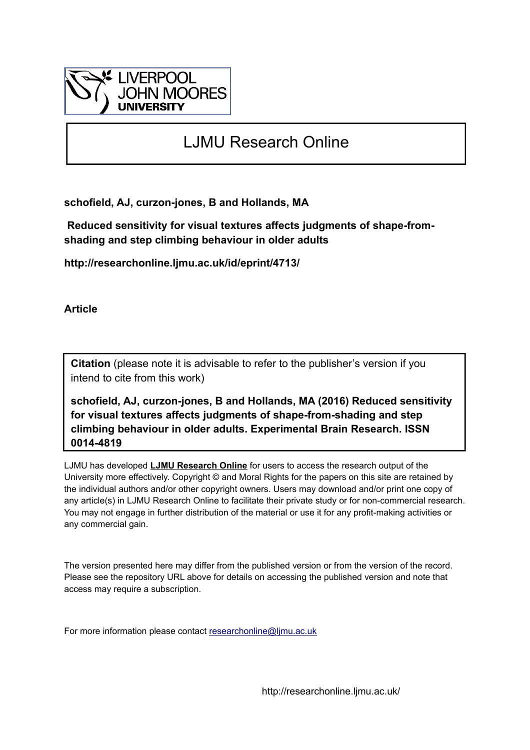LIVERPOOL JOHN MOORES UNIVERSITY

# LJMU Research Online

**schofield, AJ, curzon-jones, B and Hollands, MA**

**Reduced sensitivity for visual textures affects judgments of shape-from-shading and step climbing behaviour in older adults**

**http://researchonline.ljmu.ac.uk/id/eprint/4713/**

**Article**

**Citation** (please note it is advisable to refer to the publisher's version if you intend to cite from this work)

**schofield, AJ, curzon-jones, B and Hollands, MA (2016) Reduced sensitivity for visual textures affects judgments of shape-from-shading and step climbing behaviour in older adults. Experimental Brain Research. ISSN 0014-4819**

LJMU has developed **LJMU Research Online** for users to access the research output of the University more effectively. Copyright © and Moral Rights for the papers on this site are retained by the individual authors and/or other copyright owners. Users may download and/or print one copy of any article(s) in LJMU Research Online to facilitate their private study or for non-commercial research. You may not engage in further distribution of the material or use it for any profit-making activities or any commercial gain.

The version presented here may differ from the published version or from the version of the record. Please see the repository URL above for details on accessing the published version and note that access may require a subscription.

For more information please contact researchonline@ljmu.ac.uk

http://researchonline.ljmu.ac.uk/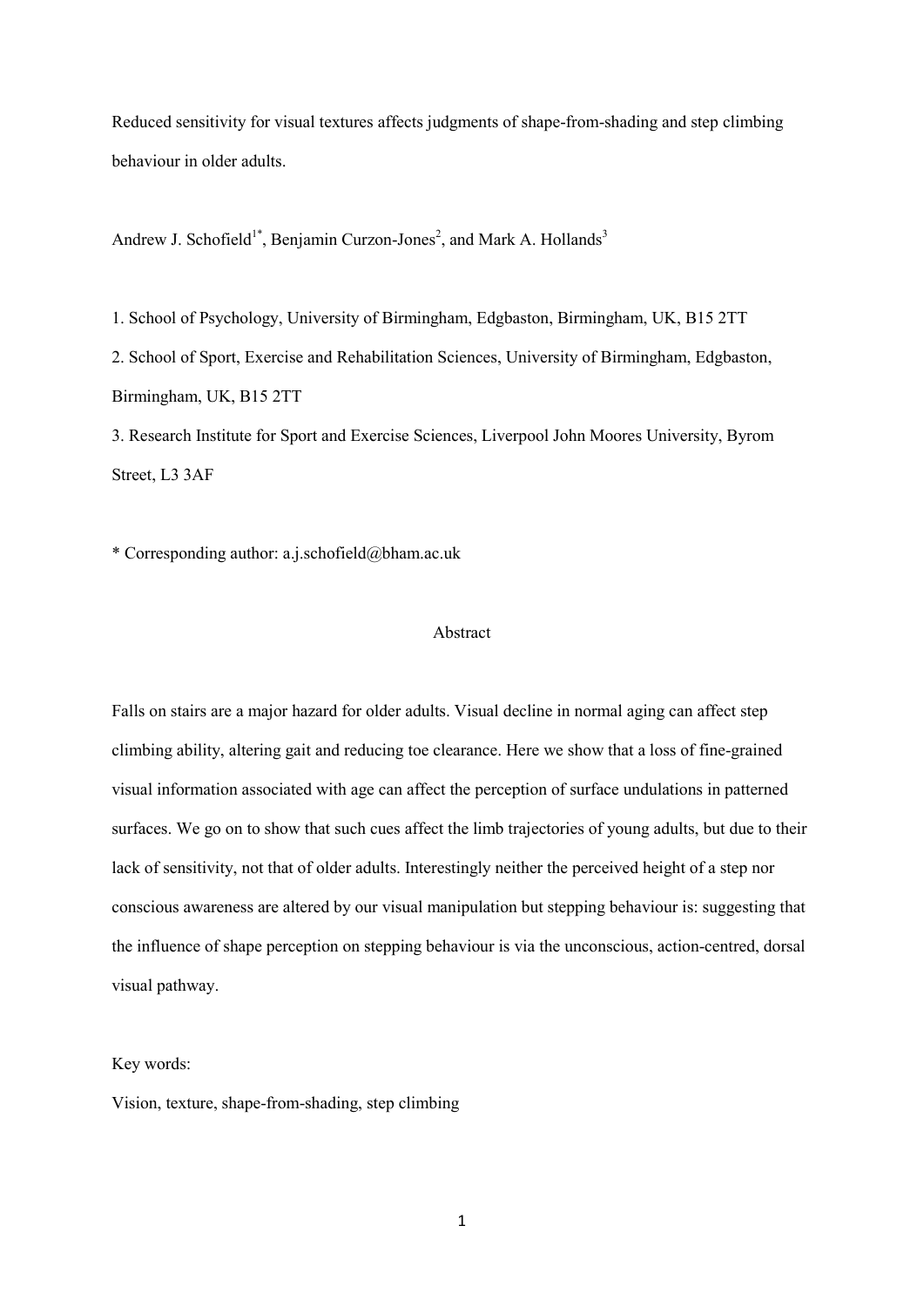Reduced sensitivity for visual textures affects judgments of shape-from-shading and step climbing behaviour in older adults.

Andrew J. Schofield[1*], Benjamin Curzon-Jones[2], and Mark A. Hollands[3]

1. School of Psychology, University of Birmingham, Edgbaston, Birmingham, UK, B15 2TT
2. School of Sport, Exercise and Rehabilitation Sciences, University of Birmingham, Edgbaston, Birmingham, UK, B15 2TT
3. Research Institute for Sport and Exercise Sciences, Liverpool John Moores University, Byrom Street, L3 3AF

* Corresponding author: a.j.schofield@bham.ac.uk

## Abstract

Falls on stairs are a major hazard for older adults. Visual decline in normal aging can affect step climbing ability, altering gait and reducing toe clearance. Here we show that a loss of fine-grained visual information associated with age can affect the perception of surface undulations in patterned surfaces. We go on to show that such cues affect the limb trajectories of young adults, but due to their lack of sensitivity, not that of older adults. Interestingly neither the perceived height of a step nor conscious awareness are altered by our visual manipulation but stepping behaviour is: suggesting that the influence of shape perception on stepping behaviour is via the unconscious, action-centred, dorsal visual pathway.

Key words:

Vision, texture, shape-from-shading, step climbing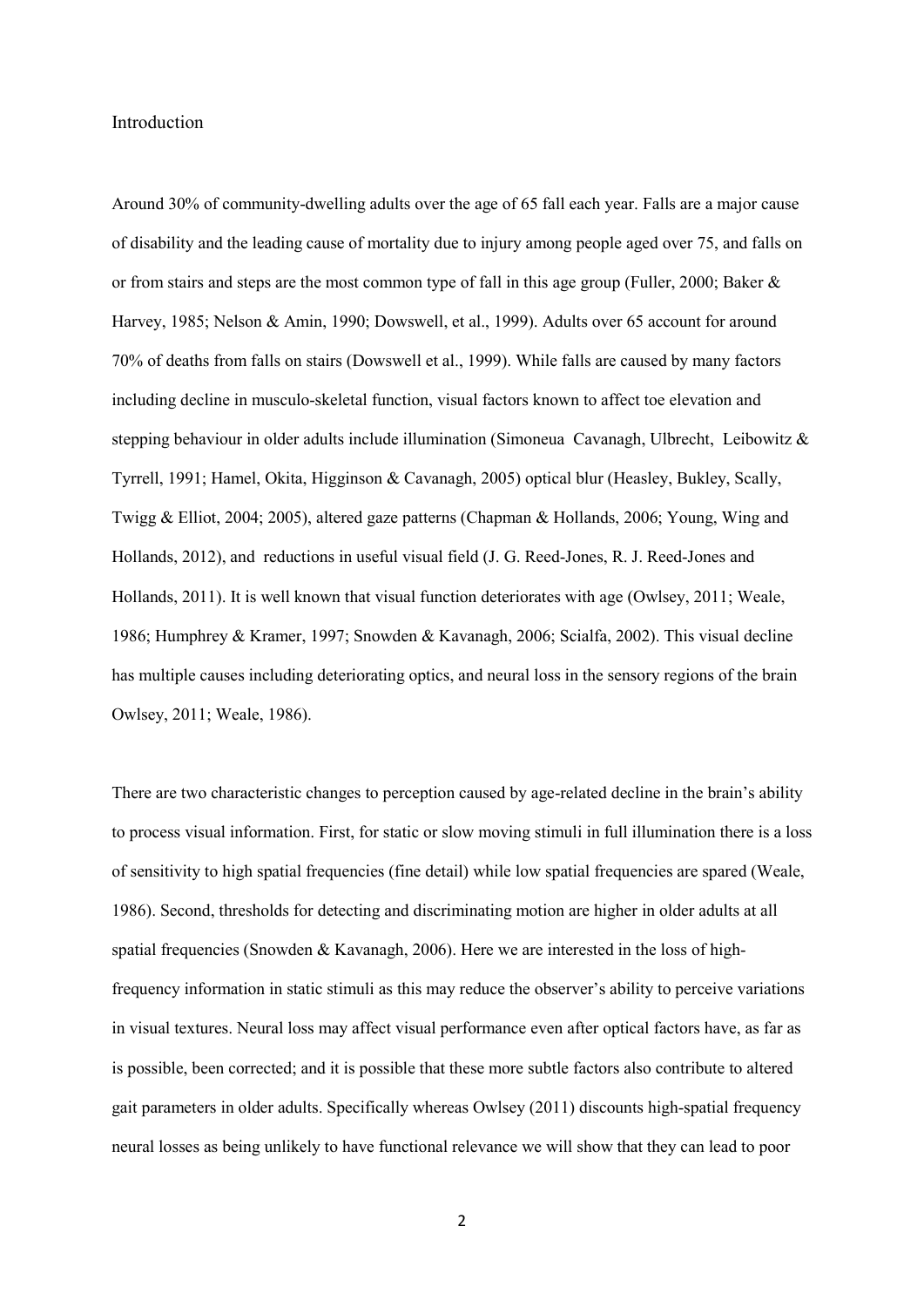## Introduction

Around 30% of community-dwelling adults over the age of 65 fall each year. Falls are a major cause of disability and the leading cause of mortality due to injury among people aged over 75, and falls on or from stairs and steps are the most common type of fall in this age group (Fuller, 2000; Baker & Harvey, 1985; Nelson & Amin, 1990; Dowswell, et al., 1999). Adults over 65 account for around 70% of deaths from falls on stairs (Dowswell et al., 1999). While falls are caused by many factors including decline in musculo-skeletal function, visual factors known to affect toe elevation and stepping behaviour in older adults include illumination (Simoneua Cavanagh, Ulbrecht, Leibowitz & Tyrrell, 1991; Hamel, Okita, Higginson & Cavanagh, 2005) optical blur (Heasley, Bukley, Scally, Twigg & Elliot, 2004; 2005), altered gaze patterns (Chapman & Hollands, 2006; Young, Wing and Hollands, 2012), and reductions in useful visual field (J. G. Reed-Jones, R. J. Reed-Jones and Hollands, 2011). It is well known that visual function deteriorates with age (Owlsey, 2011; Weale, 1986; Humphrey & Kramer, 1997; Snowden & Kavanagh, 2006; Scialfa, 2002). This visual decline has multiple causes including deteriorating optics, and neural loss in the sensory regions of the brain Owlsey, 2011; Weale, 1986).

There are two characteristic changes to perception caused by age-related decline in the brain's ability to process visual information. First, for static or slow moving stimuli in full illumination there is a loss of sensitivity to high spatial frequencies (fine detail) while low spatial frequencies are spared (Weale, 1986). Second, thresholds for detecting and discriminating motion are higher in older adults at all spatial frequencies (Snowden & Kavanagh, 2006). Here we are interested in the loss of high-frequency information in static stimuli as this may reduce the observer's ability to perceive variations in visual textures. Neural loss may affect visual performance even after optical factors have, as far as is possible, been corrected; and it is possible that these more subtle factors also contribute to altered gait parameters in older adults. Specifically whereas Owlsey (2011) discounts high-spatial frequency neural losses as being unlikely to have functional relevance we will show that they can lead to poor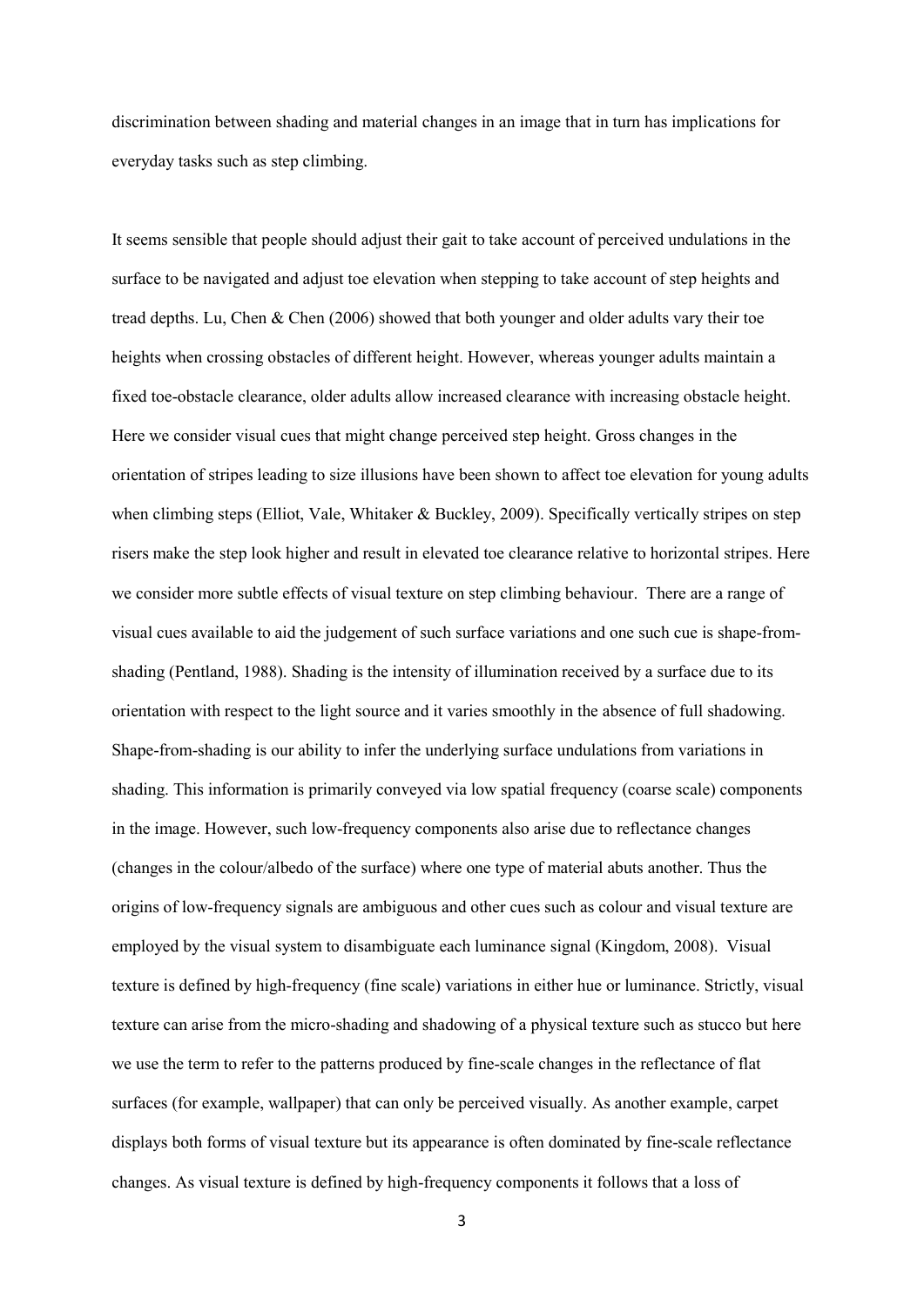discrimination between shading and material changes in an image that in turn has implications for everyday tasks such as step climbing.

It seems sensible that people should adjust their gait to take account of perceived undulations in the surface to be navigated and adjust toe elevation when stepping to take account of step heights and tread depths. Lu, Chen & Chen (2006) showed that both younger and older adults vary their toe heights when crossing obstacles of different height. However, whereas younger adults maintain a fixed toe-obstacle clearance, older adults allow increased clearance with increasing obstacle height. Here we consider visual cues that might change perceived step height. Gross changes in the orientation of stripes leading to size illusions have been shown to affect toe elevation for young adults when climbing steps (Elliot, Vale, Whitaker & Buckley, 2009). Specifically vertically stripes on step risers make the step look higher and result in elevated toe clearance relative to horizontal stripes. Here we consider more subtle effects of visual texture on step climbing behaviour. There are a range of visual cues available to aid the judgement of such surface variations and one such cue is shape-from-shading (Pentland, 1988). Shading is the intensity of illumination received by a surface due to its orientation with respect to the light source and it varies smoothly in the absence of full shadowing. Shape-from-shading is our ability to infer the underlying surface undulations from variations in shading. This information is primarily conveyed via low spatial frequency (coarse scale) components in the image. However, such low-frequency components also arise due to reflectance changes (changes in the colour/albedo of the surface) where one type of material abuts another. Thus the origins of low-frequency signals are ambiguous and other cues such as colour and visual texture are employed by the visual system to disambiguate each luminance signal (Kingdom, 2008). Visual texture is defined by high-frequency (fine scale) variations in either hue or luminance. Strictly, visual texture can arise from the micro-shading and shadowing of a physical texture such as stucco but here we use the term to refer to the patterns produced by fine-scale changes in the reflectance of flat surfaces (for example, wallpaper) that can only be perceived visually. As another example, carpet displays both forms of visual texture but its appearance is often dominated by fine-scale reflectance changes. As visual texture is defined by high-frequency components it follows that a loss of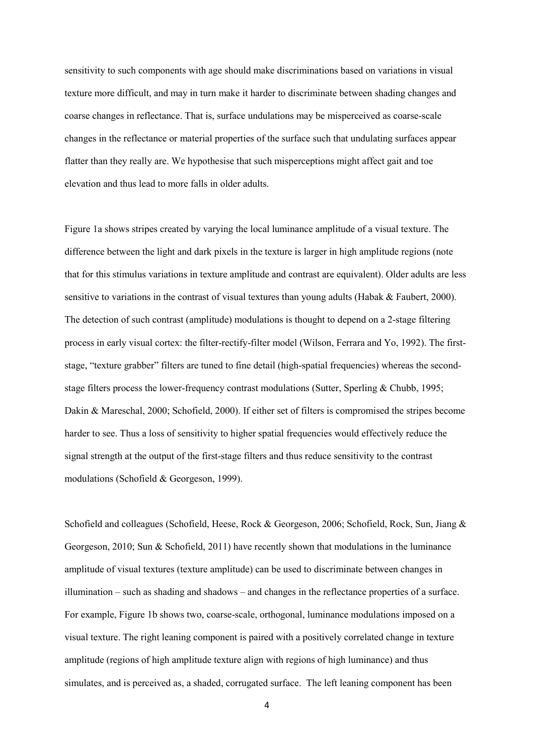sensitivity to such components with age should make discriminations based on variations in visual texture more difficult, and may in turn make it harder to discriminate between shading changes and coarse changes in reflectance. That is, surface undulations may be misperceived as coarse-scale changes in the reflectance or material properties of the surface such that undulating surfaces appear flatter than they really are. We hypothesise that such misperceptions might affect gait and toe elevation and thus lead to more falls in older adults.

Figure 1a shows stripes created by varying the local luminance amplitude of a visual texture. The difference between the light and dark pixels in the texture is larger in high amplitude regions (note that for this stimulus variations in texture amplitude and contrast are equivalent). Older adults are less sensitive to variations in the contrast of visual textures than young adults (Habak & Faubert, 2000). The detection of such contrast (amplitude) modulations is thought to depend on a 2-stage filtering process in early visual cortex: the filter-rectify-filter model (Wilson, Ferrara and Yo, 1992). The first-stage, "texture grabber" filters are tuned to fine detail (high-spatial frequencies) whereas the second-stage filters process the lower-frequency contrast modulations (Sutter, Sperling & Chubb, 1995; Dakin & Mareschal, 2000; Schofield, 2000). If either set of filters is compromised the stripes become harder to see. Thus a loss of sensitivity to higher spatial frequencies would effectively reduce the signal strength at the output of the first-stage filters and thus reduce sensitivity to the contrast modulations (Schofield & Georgeson, 1999).

Schofield and colleagues (Schofield, Heese, Rock & Georgeson, 2006; Schofield, Rock, Sun, Jiang & Georgeson, 2010; Sun & Schofield, 2011) have recently shown that modulations in the luminance amplitude of visual textures (texture amplitude) can be used to discriminate between changes in illumination – such as shading and shadows – and changes in the reflectance properties of a surface. For example, Figure 1b shows two, coarse-scale, orthogonal, luminance modulations imposed on a visual texture. The right leaning component is paired with a positively correlated change in texture amplitude (regions of high amplitude texture align with regions of high luminance) and thus simulates, and is perceived as, a shaded, corrugated surface. The left leaning component has been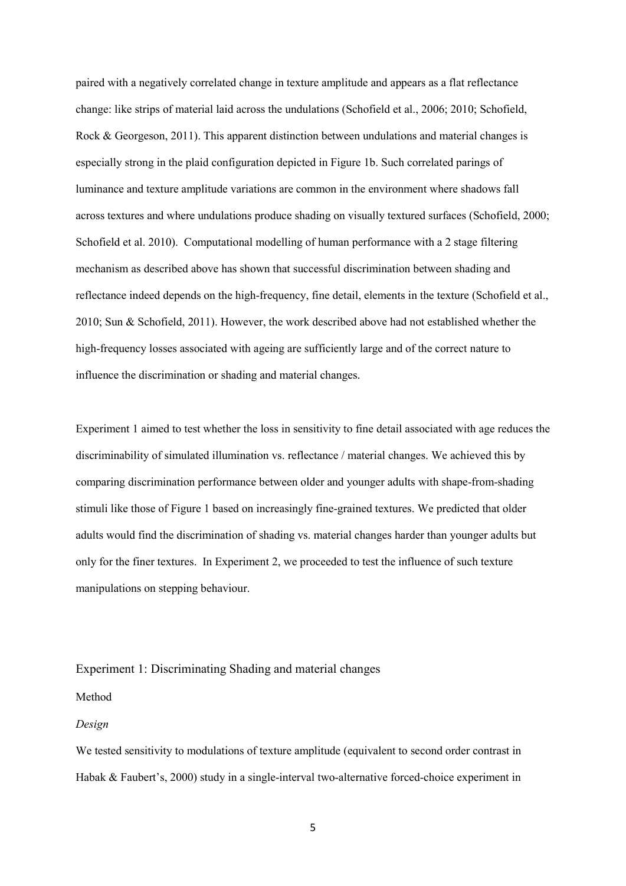paired with a negatively correlated change in texture amplitude and appears as a flat reflectance change: like strips of material laid across the undulations (Schofield et al., 2006; 2010; Schofield, Rock & Georgeson, 2011). This apparent distinction between undulations and material changes is especially strong in the plaid configuration depicted in Figure 1b. Such correlated parings of luminance and texture amplitude variations are common in the environment where shadows fall across textures and where undulations produce shading on visually textured surfaces (Schofield, 2000; Schofield et al. 2010). Computational modelling of human performance with a 2 stage filtering mechanism as described above has shown that successful discrimination between shading and reflectance indeed depends on the high-frequency, fine detail, elements in the texture (Schofield et al., 2010; Sun & Schofield, 2011). However, the work described above had not established whether the high-frequency losses associated with ageing are sufficiently large and of the correct nature to influence the discrimination or shading and material changes.

Experiment 1 aimed to test whether the loss in sensitivity to fine detail associated with age reduces the discriminability of simulated illumination vs. reflectance / material changes. We achieved this by comparing discrimination performance between older and younger adults with shape-from-shading stimuli like those of Figure 1 based on increasingly fine-grained textures. We predicted that older adults would find the discrimination of shading vs. material changes harder than younger adults but only for the finer textures. In Experiment 2, we proceeded to test the influence of such texture manipulations on stepping behaviour.

## Experiment 1: Discriminating Shading and material changes

### Method

#### *Design*

We tested sensitivity to modulations of texture amplitude (equivalent to second order contrast in Habak & Faubert's, 2000) study in a single-interval two-alternative forced-choice experiment in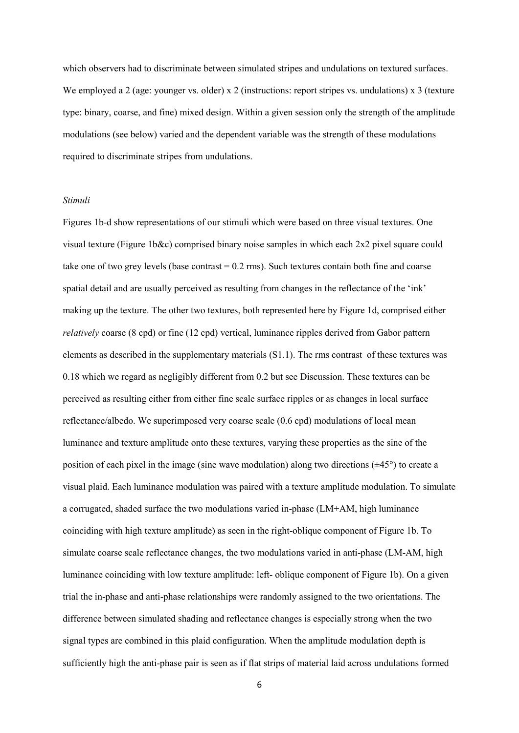which observers had to discriminate between simulated stripes and undulations on textured surfaces. We employed a 2 (age: younger vs. older) x 2 (instructions: report stripes vs. undulations) x 3 (texture type: binary, coarse, and fine) mixed design. Within a given session only the strength of the amplitude modulations (see below) varied and the dependent variable was the strength of these modulations required to discriminate stripes from undulations.

*Stimuli*

Figures 1b-d show representations of our stimuli which were based on three visual textures. One visual texture (Figure 1b&c) comprised binary noise samples in which each 2x2 pixel square could take one of two grey levels (base contrast = 0.2 rms). Such textures contain both fine and coarse spatial detail and are usually perceived as resulting from changes in the reflectance of the 'ink' making up the texture. The other two textures, both represented here by Figure 1d, comprised either *relatively* coarse (8 cpd) or fine (12 cpd) vertical, luminance ripples derived from Gabor pattern elements as described in the supplementary materials (S1.1). The rms contrast of these textures was 0.18 which we regard as negligibly different from 0.2 but see Discussion. These textures can be perceived as resulting either from either fine scale surface ripples or as changes in local surface reflectance/albedo. We superimposed very coarse scale (0.6 cpd) modulations of local mean luminance and texture amplitude onto these textures, varying these properties as the sine of the position of each pixel in the image (sine wave modulation) along two directions (±45°) to create a visual plaid. Each luminance modulation was paired with a texture amplitude modulation. To simulate a corrugated, shaded surface the two modulations varied in-phase (LM+AM, high luminance coinciding with high texture amplitude) as seen in the right-oblique component of Figure 1b. To simulate coarse scale reflectance changes, the two modulations varied in anti-phase (LM-AM, high luminance coinciding with low texture amplitude: left- oblique component of Figure 1b). On a given trial the in-phase and anti-phase relationships were randomly assigned to the two orientations. The difference between simulated shading and reflectance changes is especially strong when the two signal types are combined in this plaid configuration. When the amplitude modulation depth is sufficiently high the anti-phase pair is seen as if flat strips of material laid across undulations formed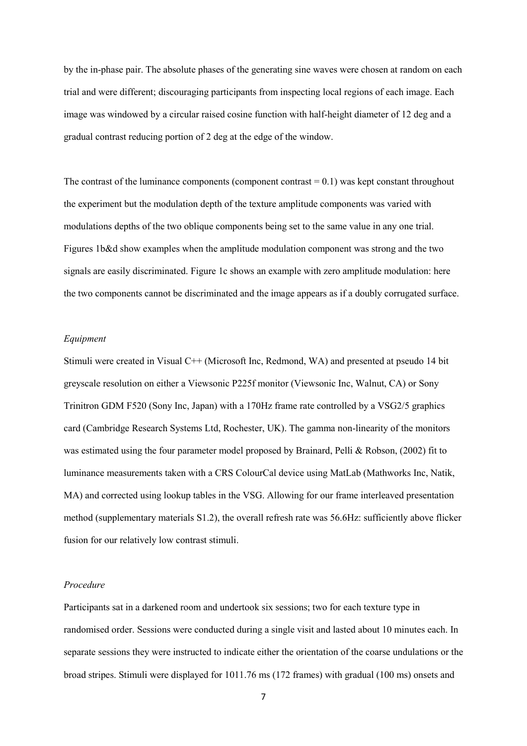by the in-phase pair. The absolute phases of the generating sine waves were chosen at random on each trial and were different; discouraging participants from inspecting local regions of each image. Each image was windowed by a circular raised cosine function with half-height diameter of 12 deg and a gradual contrast reducing portion of 2 deg at the edge of the window.

The contrast of the luminance components (component contrast = 0.1) was kept constant throughout the experiment but the modulation depth of the texture amplitude components was varied with modulations depths of the two oblique components being set to the same value in any one trial. Figures 1b&d show examples when the amplitude modulation component was strong and the two signals are easily discriminated. Figure 1c shows an example with zero amplitude modulation: here the two components cannot be discriminated and the image appears as if a doubly corrugated surface.

### *Equipment*

Stimuli were created in Visual C++ (Microsoft Inc, Redmond, WA) and presented at pseudo 14 bit greyscale resolution on either a Viewsonic P225f monitor (Viewsonic Inc, Walnut, CA) or Sony Trinitron GDM F520 (Sony Inc, Japan) with a 170Hz frame rate controlled by a VSG2/5 graphics card (Cambridge Research Systems Ltd, Rochester, UK). The gamma non-linearity of the monitors was estimated using the four parameter model proposed by Brainard, Pelli & Robson, (2002) fit to luminance measurements taken with a CRS ColourCal device using MatLab (Mathworks Inc, Natik, MA) and corrected using lookup tables in the VSG. Allowing for our frame interleaved presentation method (supplementary materials S1.2), the overall refresh rate was 56.6Hz: sufficiently above flicker fusion for our relatively low contrast stimuli.

### *Procedure*

Participants sat in a darkened room and undertook six sessions; two for each texture type in randomised order. Sessions were conducted during a single visit and lasted about 10 minutes each. In separate sessions they were instructed to indicate either the orientation of the coarse undulations or the broad stripes. Stimuli were displayed for 1011.76 ms (172 frames) with gradual (100 ms) onsets and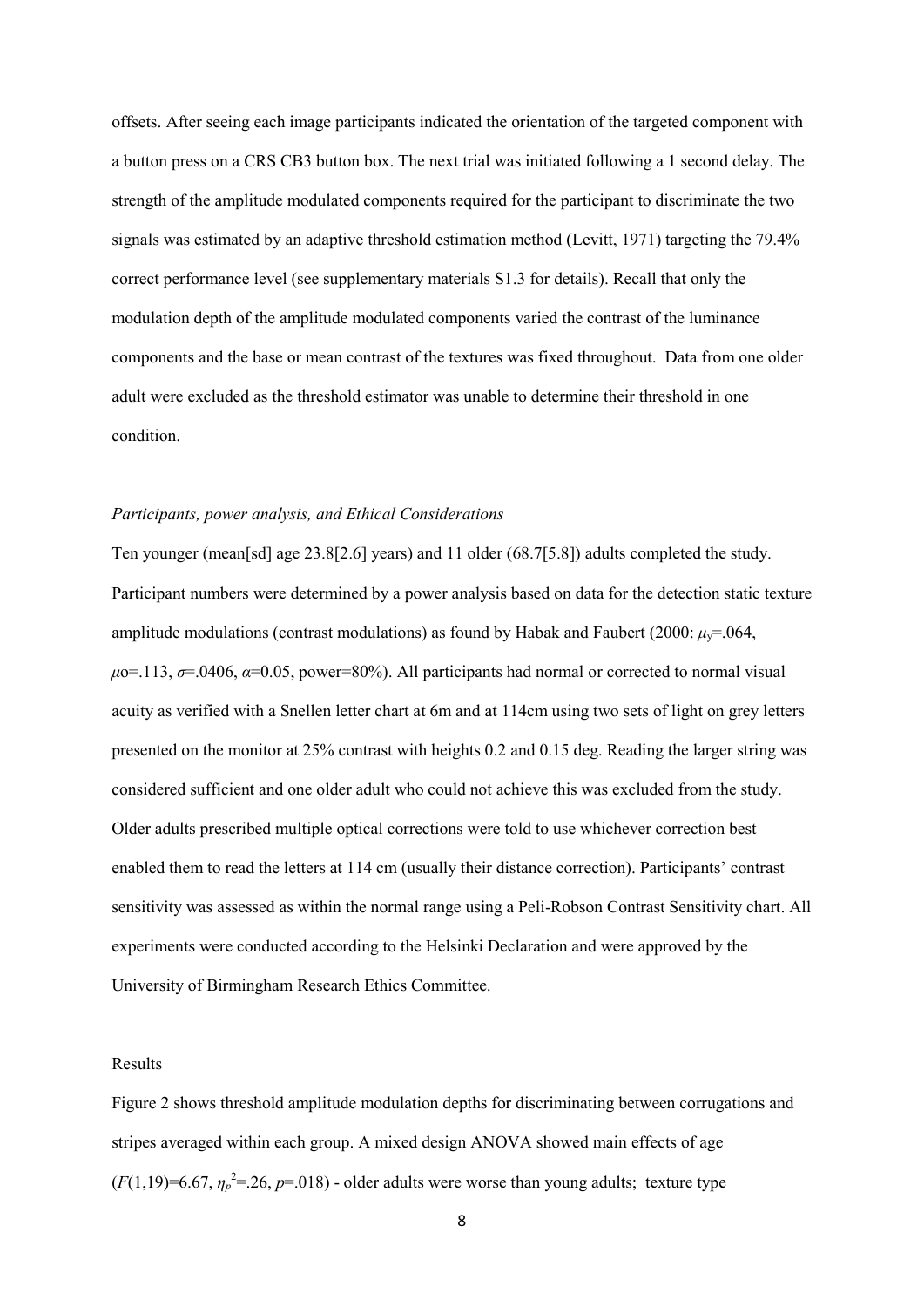offsets. After seeing each image participants indicated the orientation of the targeted component with a button press on a CRS CB3 button box. The next trial was initiated following a 1 second delay. The strength of the amplitude modulated components required for the participant to discriminate the two signals was estimated by an adaptive threshold estimation method (Levitt, 1971) targeting the 79.4% correct performance level (see supplementary materials S1.3 for details). Recall that only the modulation depth of the amplitude modulated components varied the contrast of the luminance components and the base or mean contrast of the textures was fixed throughout. Data from one older adult were excluded as the threshold estimator was unable to determine their threshold in one condition.

*Participants, power analysis, and Ethical Considerations*

Ten younger (mean[sd] age 23.8[2.6] years) and 11 older (68.7[5.8]) adults completed the study. Participant numbers were determined by a power analysis based on data for the detection static texture amplitude modulations (contrast modulations) as found by Habak and Faubert (2000: $\mu_y$=.064, $\mu_O$=.113, $\sigma$=.0406, $\alpha$=0.05, power=80%). All participants had normal or corrected to normal visual acuity as verified with a Snellen letter chart at 6m and at 114cm using two sets of light on grey letters presented on the monitor at 25% contrast with heights 0.2 and 0.15 deg. Reading the larger string was considered sufficient and one older adult who could not achieve this was excluded from the study. Older adults prescribed multiple optical corrections were told to use whichever correction best enabled them to read the letters at 114 cm (usually their distance correction). Participants' contrast sensitivity was assessed as within the normal range using a Peli-Robson Contrast Sensitivity chart. All experiments were conducted according to the Helsinki Declaration and were approved by the University of Birmingham Research Ethics Committee.

Results

Figure 2 shows threshold amplitude modulation depths for discriminating between corrugations and stripes averaged within each group. A mixed design ANOVA showed main effects of age ($F(1,19)$=6.67, $\eta_p^2$=.26, $p$=.018) - older adults were worse than young adults; texture type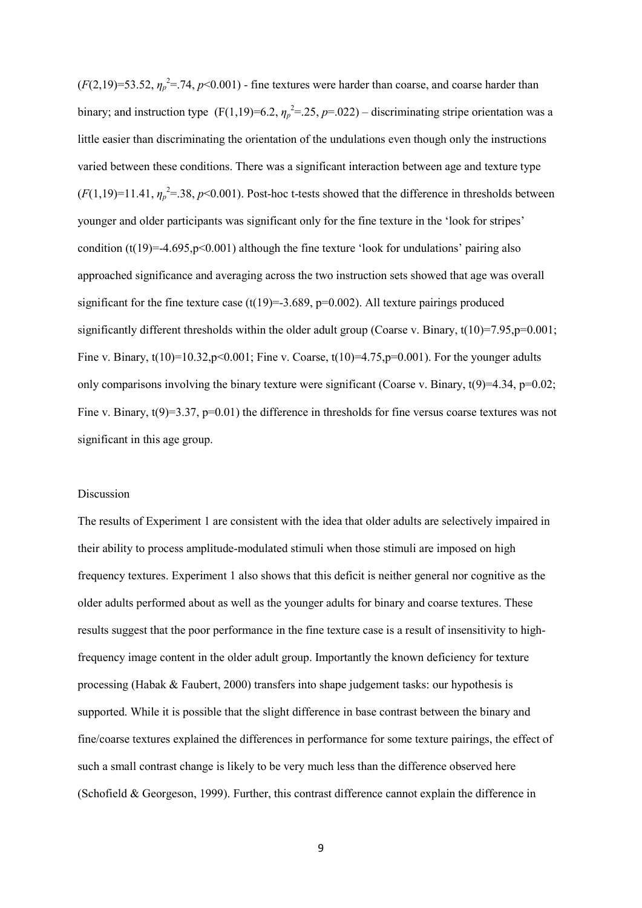($F(2,19)=53.52$, $\eta_p^2=.74$, $p<0.001$) - fine textures were harder than coarse, and coarse harder than binary; and instruction type ($F(1,19)=6.2$, $\eta_p^2=.25$, $p=.022$) – discriminating stripe orientation was a little easier than discriminating the orientation of the undulations even though only the instructions varied between these conditions. There was a significant interaction between age and texture type ($F(1,19)=11.41$, $\eta_p^2=.38$, $p<0.001$). Post-hoc t-tests showed that the difference in thresholds between younger and older participants was significant only for the fine texture in the 'look for stripes' condition ($t(19)=-4.695, p<0.001$) although the fine texture 'look for undulations' pairing also approached significance and averaging across the two instruction sets showed that age was overall significant for the fine texture case ($t(19)=-3.689$, $p=0.002$). All texture pairings produced significantly different thresholds within the older adult group (Coarse v. Binary, $t(10)=7.95, p=0.001$; Fine v. Binary, $t(10)=10.32, p<0.001$; Fine v. Coarse, $t(10)=4.75, p=0.001$). For the younger adults only comparisons involving the binary texture were significant (Coarse v. Binary, $t(9)=4.34$, $p=0.02$; Fine v. Binary, $t(9)=3.37$, $p=0.01$) the difference in thresholds for fine versus coarse textures was not significant in this age group.

## Discussion

The results of Experiment 1 are consistent with the idea that older adults are selectively impaired in their ability to process amplitude-modulated stimuli when those stimuli are imposed on high frequency textures. Experiment 1 also shows that this deficit is neither general nor cognitive as the older adults performed about as well as the younger adults for binary and coarse textures. These results suggest that the poor performance in the fine texture case is a result of insensitivity to high-frequency image content in the older adult group. Importantly the known deficiency for texture processing (Habak & Faubert, 2000) transfers into shape judgement tasks: our hypothesis is supported. While it is possible that the slight difference in base contrast between the binary and fine/coarse textures explained the differences in performance for some texture pairings, the effect of such a small contrast change is likely to be very much less than the difference observed here (Schofield & Georgeson, 1999). Further, this contrast difference cannot explain the difference in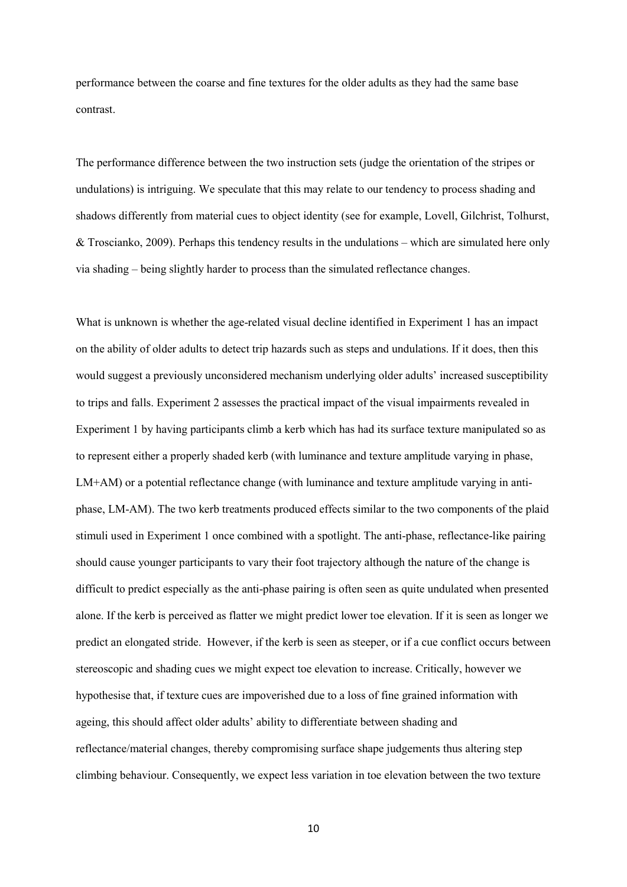performance between the coarse and fine textures for the older adults as they had the same base contrast.

The performance difference between the two instruction sets (judge the orientation of the stripes or undulations) is intriguing. We speculate that this may relate to our tendency to process shading and shadows differently from material cues to object identity (see for example, Lovell, Gilchrist, Tolhurst, & Troscianko, 2009). Perhaps this tendency results in the undulations – which are simulated here only via shading – being slightly harder to process than the simulated reflectance changes.

What is unknown is whether the age-related visual decline identified in Experiment 1 has an impact on the ability of older adults to detect trip hazards such as steps and undulations. If it does, then this would suggest a previously unconsidered mechanism underlying older adults' increased susceptibility to trips and falls. Experiment 2 assesses the practical impact of the visual impairments revealed in Experiment 1 by having participants climb a kerb which has had its surface texture manipulated so as to represent either a properly shaded kerb (with luminance and texture amplitude varying in phase, LM+AM) or a potential reflectance change (with luminance and texture amplitude varying in anti-phase, LM-AM). The two kerb treatments produced effects similar to the two components of the plaid stimuli used in Experiment 1 once combined with a spotlight. The anti-phase, reflectance-like pairing should cause younger participants to vary their foot trajectory although the nature of the change is difficult to predict especially as the anti-phase pairing is often seen as quite undulated when presented alone. If the kerb is perceived as flatter we might predict lower toe elevation. If it is seen as longer we predict an elongated stride. However, if the kerb is seen as steeper, or if a cue conflict occurs between stereoscopic and shading cues we might expect toe elevation to increase. Critically, however we hypothesise that, if texture cues are impoverished due to a loss of fine grained information with ageing, this should affect older adults' ability to differentiate between shading and reflectance/material changes, thereby compromising surface shape judgements thus altering step climbing behaviour. Consequently, we expect less variation in toe elevation between the two texture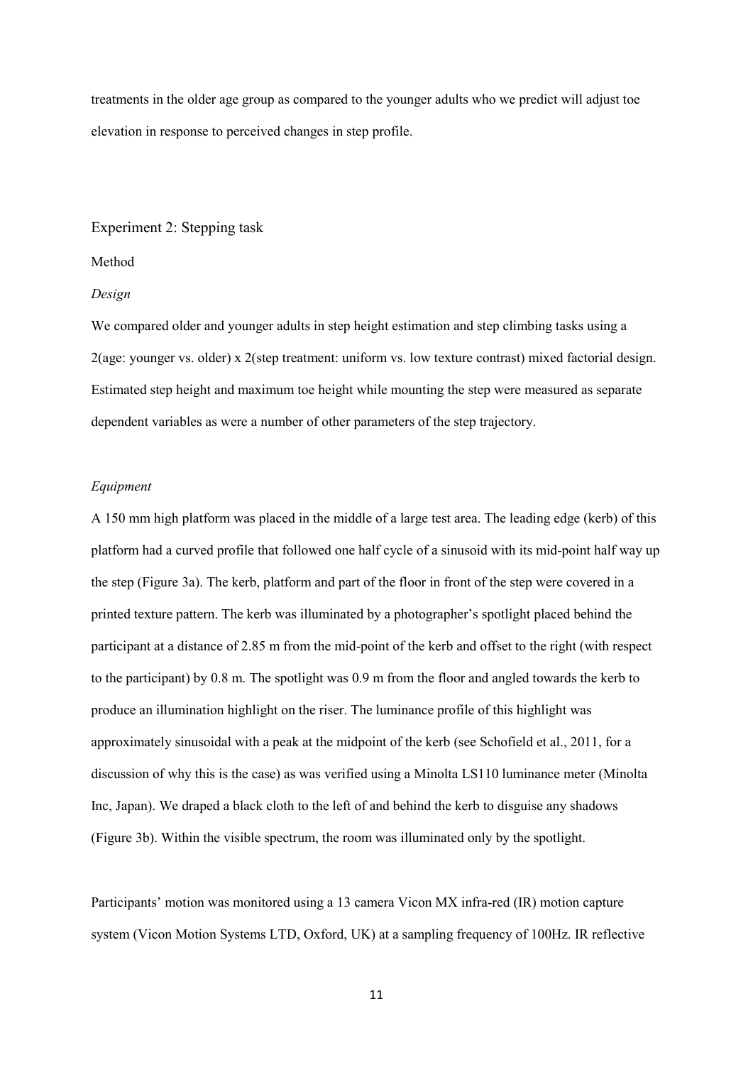treatments in the older age group as compared to the younger adults who we predict will adjust toe elevation in response to perceived changes in step profile.

## Experiment 2: Stepping task

### Method

#### *Design*

We compared older and younger adults in step height estimation and step climbing tasks using a 2(age: younger vs. older) x 2(step treatment: uniform vs. low texture contrast) mixed factorial design. Estimated step height and maximum toe height while mounting the step were measured as separate dependent variables as were a number of other parameters of the step trajectory.

#### *Equipment*

A 150 mm high platform was placed in the middle of a large test area. The leading edge (kerb) of this platform had a curved profile that followed one half cycle of a sinusoid with its mid-point half way up the step (Figure 3a). The kerb, platform and part of the floor in front of the step were covered in a printed texture pattern. The kerb was illuminated by a photographer's spotlight placed behind the participant at a distance of 2.85 m from the mid-point of the kerb and offset to the right (with respect to the participant) by 0.8 m. The spotlight was 0.9 m from the floor and angled towards the kerb to produce an illumination highlight on the riser. The luminance profile of this highlight was approximately sinusoidal with a peak at the midpoint of the kerb (see Schofield et al., 2011, for a discussion of why this is the case) as was verified using a Minolta LS110 luminance meter (Minolta Inc, Japan). We draped a black cloth to the left of and behind the kerb to disguise any shadows (Figure 3b). Within the visible spectrum, the room was illuminated only by the spotlight.

Participants' motion was monitored using a 13 camera Vicon MX infra-red (IR) motion capture system (Vicon Motion Systems LTD, Oxford, UK) at a sampling frequency of 100Hz. IR reflective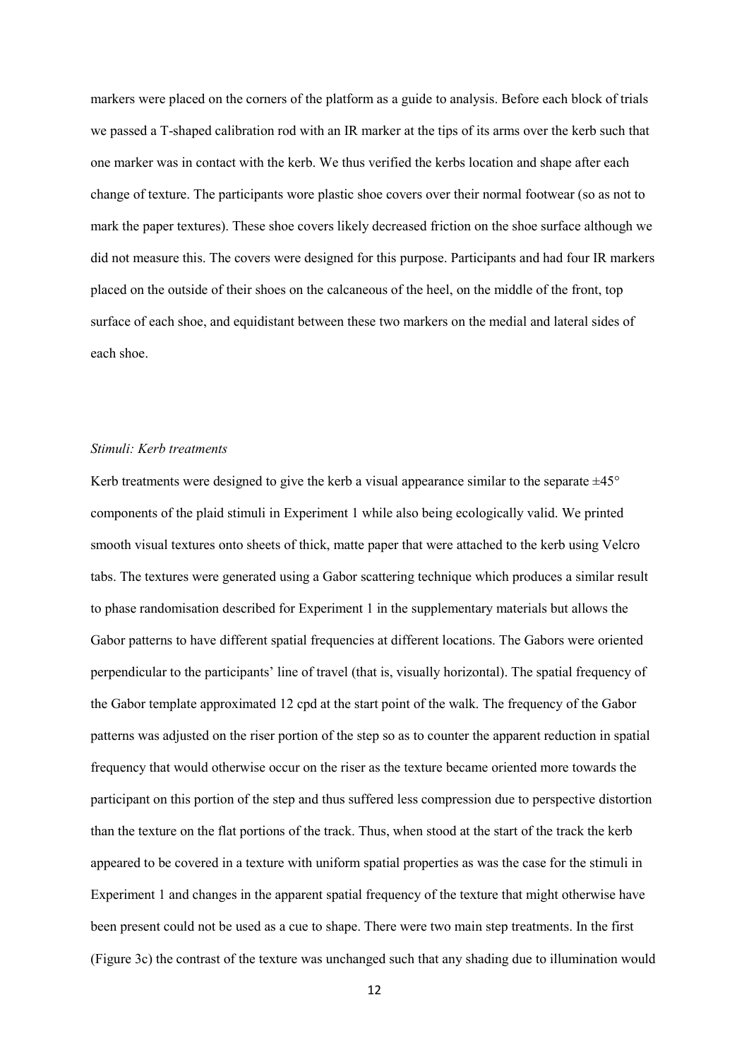markers were placed on the corners of the platform as a guide to analysis. Before each block of trials we passed a T-shaped calibration rod with an IR marker at the tips of its arms over the kerb such that one marker was in contact with the kerb. We thus verified the kerbs location and shape after each change of texture. The participants wore plastic shoe covers over their normal footwear (so as not to mark the paper textures). These shoe covers likely decreased friction on the shoe surface although we did not measure this. The covers were designed for this purpose. Participants and had four IR markers placed on the outside of their shoes on the calcaneous of the heel, on the middle of the front, top surface of each shoe, and equidistant between these two markers on the medial and lateral sides of each shoe.

*Stimuli: Kerb treatments*

Kerb treatments were designed to give the kerb a visual appearance similar to the separate ±45° components of the plaid stimuli in Experiment 1 while also being ecologically valid. We printed smooth visual textures onto sheets of thick, matte paper that were attached to the kerb using Velcro tabs. The textures were generated using a Gabor scattering technique which produces a similar result to phase randomisation described for Experiment 1 in the supplementary materials but allows the Gabor patterns to have different spatial frequencies at different locations. The Gabors were oriented perpendicular to the participants' line of travel (that is, visually horizontal). The spatial frequency of the Gabor template approximated 12 cpd at the start point of the walk. The frequency of the Gabor patterns was adjusted on the riser portion of the step so as to counter the apparent reduction in spatial frequency that would otherwise occur on the riser as the texture became oriented more towards the participant on this portion of the step and thus suffered less compression due to perspective distortion than the texture on the flat portions of the track. Thus, when stood at the start of the track the kerb appeared to be covered in a texture with uniform spatial properties as was the case for the stimuli in Experiment 1 and changes in the apparent spatial frequency of the texture that might otherwise have been present could not be used as a cue to shape. There were two main step treatments. In the first (Figure 3c) the contrast of the texture was unchanged such that any shading due to illumination would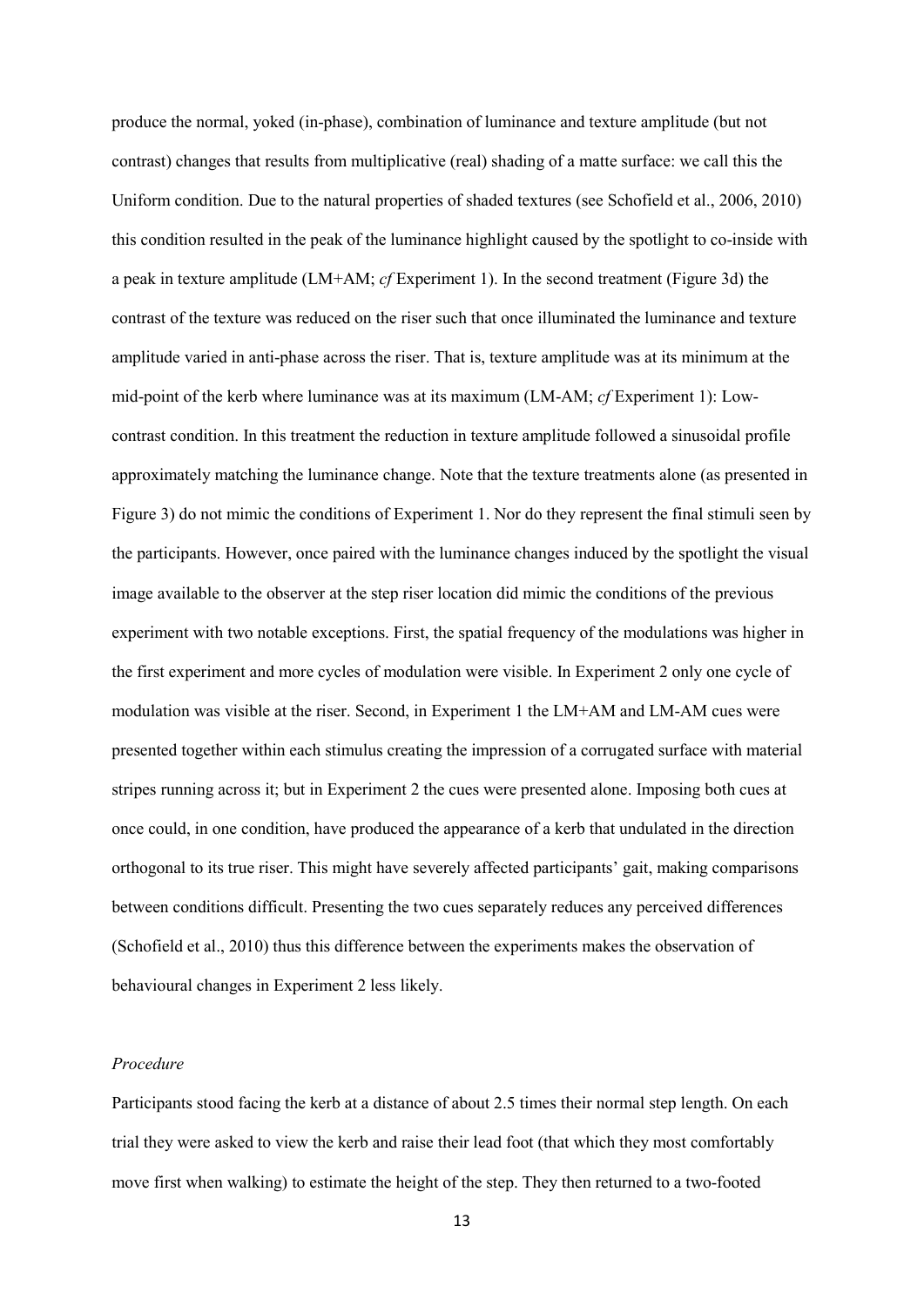produce the normal, yoked (in-phase), combination of luminance and texture amplitude (but not contrast) changes that results from multiplicative (real) shading of a matte surface: we call this the Uniform condition. Due to the natural properties of shaded textures (see Schofield et al., 2006, 2010) this condition resulted in the peak of the luminance highlight caused by the spotlight to co-inside with a peak in texture amplitude (LM+AM; *cf* Experiment 1). In the second treatment (Figure 3d) the contrast of the texture was reduced on the riser such that once illuminated the luminance and texture amplitude varied in anti-phase across the riser. That is, texture amplitude was at its minimum at the mid-point of the kerb where luminance was at its maximum (LM-AM; *cf* Experiment 1): Low-contrast condition. In this treatment the reduction in texture amplitude followed a sinusoidal profile approximately matching the luminance change. Note that the texture treatments alone (as presented in Figure 3) do not mimic the conditions of Experiment 1. Nor do they represent the final stimuli seen by the participants. However, once paired with the luminance changes induced by the spotlight the visual image available to the observer at the step riser location did mimic the conditions of the previous experiment with two notable exceptions. First, the spatial frequency of the modulations was higher in the first experiment and more cycles of modulation were visible. In Experiment 2 only one cycle of modulation was visible at the riser. Second, in Experiment 1 the LM+AM and LM-AM cues were presented together within each stimulus creating the impression of a corrugated surface with material stripes running across it; but in Experiment 2 the cues were presented alone. Imposing both cues at once could, in one condition, have produced the appearance of a kerb that undulated in the direction orthogonal to its true riser. This might have severely affected participants' gait, making comparisons between conditions difficult. Presenting the two cues separately reduces any perceived differences (Schofield et al., 2010) thus this difference between the experiments makes the observation of behavioural changes in Experiment 2 less likely.

*Procedure*

Participants stood facing the kerb at a distance of about 2.5 times their normal step length. On each trial they were asked to view the kerb and raise their lead foot (that which they most comfortably move first when walking) to estimate the height of the step. They then returned to a two-footed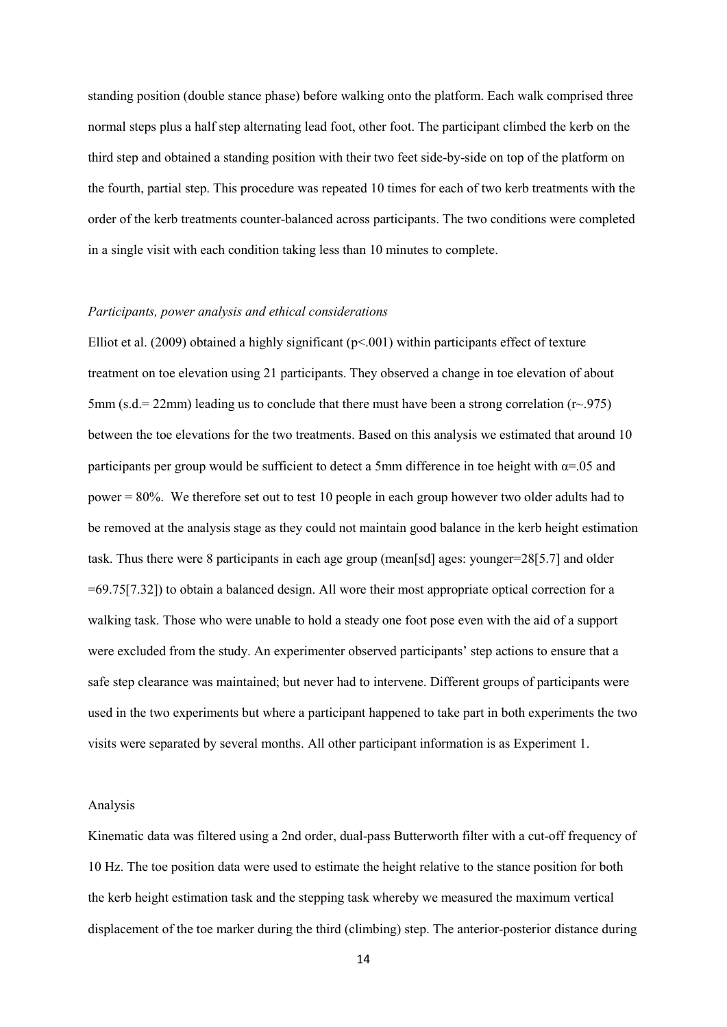standing position (double stance phase) before walking onto the platform. Each walk comprised three normal steps plus a half step alternating lead foot, other foot. The participant climbed the kerb on the third step and obtained a standing position with their two feet side-by-side on top of the platform on the fourth, partial step. This procedure was repeated 10 times for each of two kerb treatments with the order of the kerb treatments counter-balanced across participants. The two conditions were completed in a single visit with each condition taking less than 10 minutes to complete.

*Participants, power analysis and ethical considerations*

Elliot et al. (2009) obtained a highly significant ($p<.001$) within participants effect of texture treatment on toe elevation using 21 participants. They observed a change in toe elevation of about 5mm (s.d.= 22mm) leading us to conclude that there must have been a strong correlation ($r\sim.975$) between the toe elevations for the two treatments. Based on this analysis we estimated that around 10 participants per group would be sufficient to detect a 5mm difference in toe height with $\alpha=.05$ and power = 80%. We therefore set out to test 10 people in each group however two older adults had to be removed at the analysis stage as they could not maintain good balance in the kerb height estimation task. Thus there were 8 participants in each age group (mean[sd] ages: younger=28[5.7] and older =69.75[7.32]) to obtain a balanced design. All wore their most appropriate optical correction for a walking task. Those who were unable to hold a steady one foot pose even with the aid of a support were excluded from the study. An experimenter observed participants' step actions to ensure that a safe step clearance was maintained; but never had to intervene. Different groups of participants were used in the two experiments but where a participant happened to take part in both experiments the two visits were separated by several months. All other participant information is as Experiment 1.

Analysis

Kinematic data was filtered using a 2nd order, dual-pass Butterworth filter with a cut-off frequency of 10 Hz. The toe position data were used to estimate the height relative to the stance position for both the kerb height estimation task and the stepping task whereby we measured the maximum vertical displacement of the toe marker during the third (climbing) step. The anterior-posterior distance during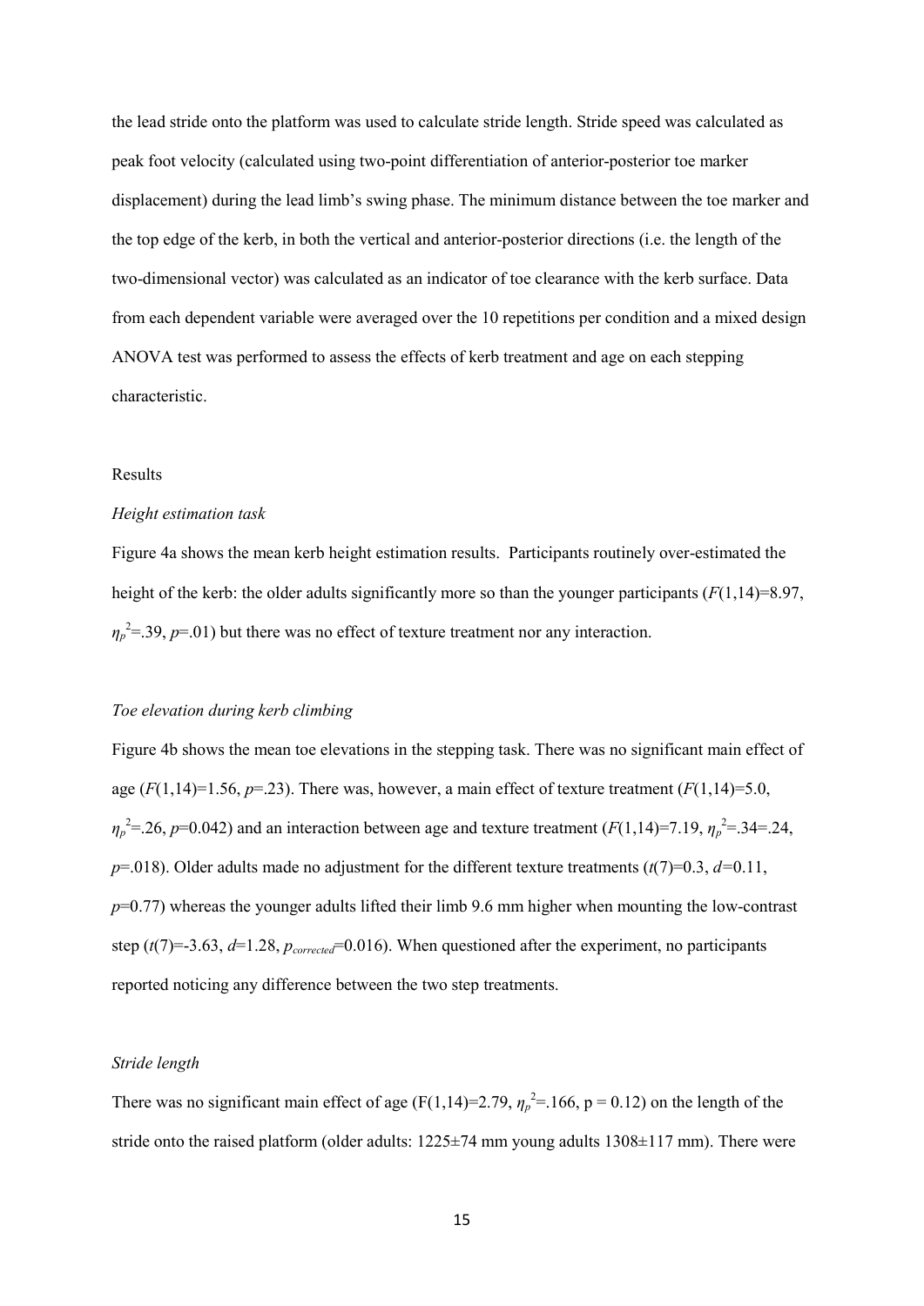the lead stride onto the platform was used to calculate stride length. Stride speed was calculated as peak foot velocity (calculated using two-point differentiation of anterior-posterior toe marker displacement) during the lead limb's swing phase. The minimum distance between the toe marker and the top edge of the kerb, in both the vertical and anterior-posterior directions (i.e. the length of the two-dimensional vector) was calculated as an indicator of toe clearance with the kerb surface. Data from each dependent variable were averaged over the 10 repetitions per condition and a mixed design ANOVA test was performed to assess the effects of kerb treatment and age on each stepping characteristic.

## Results

### *Height estimation task*

Figure 4a shows the mean kerb height estimation results. Participants routinely over-estimated the height of the kerb: the older adults significantly more so than the younger participants ($F(1,14)=8.97$, $\eta_p^2=.39$, $p=.01$) but there was no effect of texture treatment nor any interaction.

### *Toe elevation during kerb climbing*

Figure 4b shows the mean toe elevations in the stepping task. There was no significant main effect of age ($F(1,14)=1.56$, $p=.23$). There was, however, a main effect of texture treatment ($F(1,14)=5.0$, $\eta_p^2=.26$, $p=0.042$) and an interaction between age and texture treatment ($F(1,14)=7.19$, $\eta_p^2=.34=.24$, $p=.018$). Older adults made no adjustment for the different texture treatments ($t(7)=0.3$, $d=0.11$, $p=0.77$) whereas the younger adults lifted their limb 9.6 mm higher when mounting the low-contrast step ($t(7)=-3.63$, $d=1.28$, $p_{corrected}=0.016$). When questioned after the experiment, no participants reported noticing any difference between the two step treatments.

### *Stride length*

There was no significant main effect of age ($F(1,14)=2.79$, $\eta_p^2=.166$, $p = 0.12$) on the length of the stride onto the raised platform (older adults: 1225±74 mm young adults 1308±117 mm). There were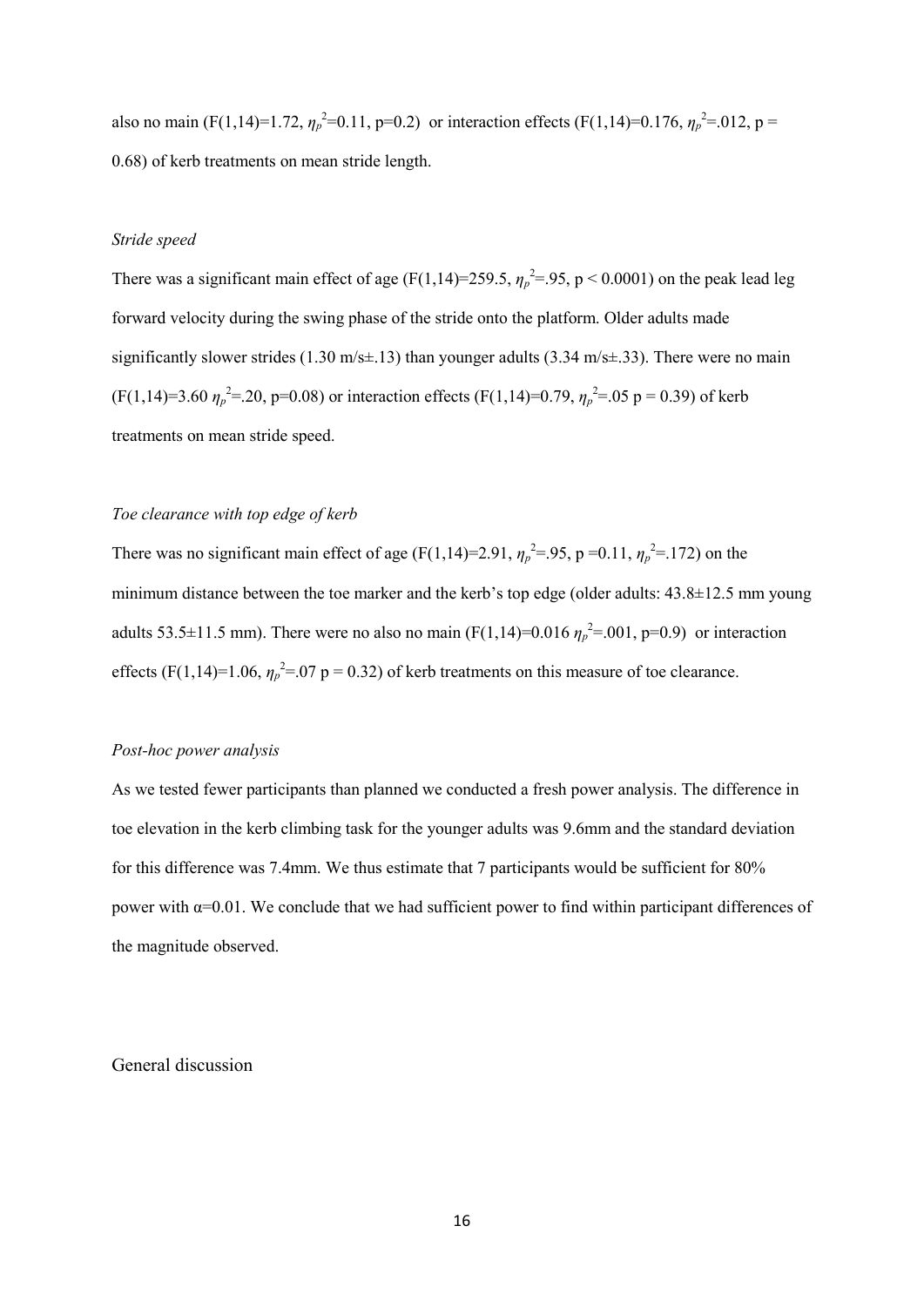also no main ($F(1,14)=1.72$, $\eta_p^2=0.11$, $p=0.2$) or interaction effects ($F(1,14)=0.176$, $\eta_p^2=.012$, $p = 0.68$) of kerb treatments on mean stride length.

*Stride speed*

There was a significant main effect of age ($F(1,14)=259.5$, $\eta_p^2=.95$, $p < 0.0001$) on the peak lead leg forward velocity during the swing phase of the stride onto the platform. Older adults made significantly slower strides (1.30 m/s±.13) than younger adults (3.34 m/s±.33). There were no main ($F(1,14)=3.60$ $\eta_p^2=.20$, $p=0.08$) or interaction effects ($F(1,14)=0.79$, $\eta_p^2=.05$ $p = 0.39$) of kerb treatments on mean stride speed.

*Toe clearance with top edge of kerb*

There was no significant main effect of age ($F(1,14)=2.91$, $\eta_p^2=.95$, $p =0.11$, $\eta_p^2=.172$) on the minimum distance between the toe marker and the kerb's top edge (older adults: 43.8±12.5 mm young adults 53.5±11.5 mm). There were no also no main ($F(1,14)=0.016$ $\eta_p^2=.001$, $p=0.9$) or interaction effects ($F(1,14)=1.06$, $\eta_p^2=.07$ $p = 0.32$) of kerb treatments on this measure of toe clearance.

*Post-hoc power analysis*

As we tested fewer participants than planned we conducted a fresh power analysis. The difference in toe elevation in the kerb climbing task for the younger adults was 9.6mm and the standard deviation for this difference was 7.4mm. We thus estimate that 7 participants would be sufficient for 80% power with $\alpha=0.01$. We conclude that we had sufficient power to find within participant differences of the magnitude observed.

## General discussion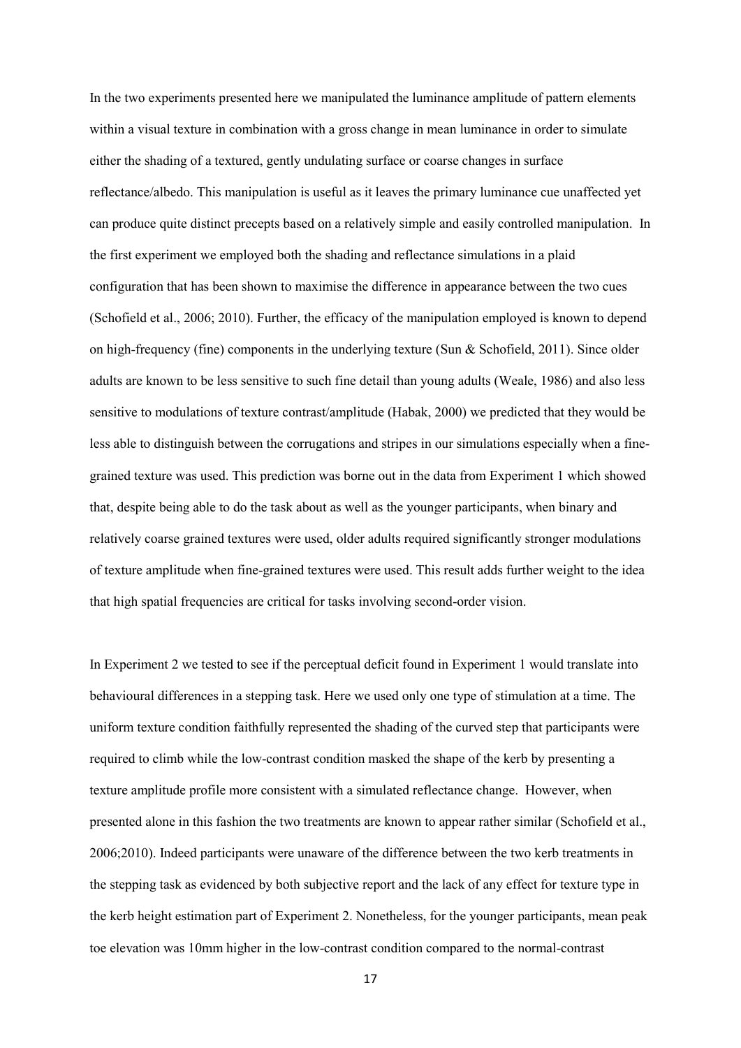In the two experiments presented here we manipulated the luminance amplitude of pattern elements within a visual texture in combination with a gross change in mean luminance in order to simulate either the shading of a textured, gently undulating surface or coarse changes in surface reflectance/albedo. This manipulation is useful as it leaves the primary luminance cue unaffected yet can produce quite distinct precepts based on a relatively simple and easily controlled manipulation. In the first experiment we employed both the shading and reflectance simulations in a plaid configuration that has been shown to maximise the difference in appearance between the two cues (Schofield et al., 2006; 2010). Further, the efficacy of the manipulation employed is known to depend on high-frequency (fine) components in the underlying texture (Sun & Schofield, 2011). Since older adults are known to be less sensitive to such fine detail than young adults (Weale, 1986) and also less sensitive to modulations of texture contrast/amplitude (Habak, 2000) we predicted that they would be less able to distinguish between the corrugations and stripes in our simulations especially when a fine-grained texture was used. This prediction was borne out in the data from Experiment 1 which showed that, despite being able to do the task about as well as the younger participants, when binary and relatively coarse grained textures were used, older adults required significantly stronger modulations of texture amplitude when fine-grained textures were used. This result adds further weight to the idea that high spatial frequencies are critical for tasks involving second-order vision.

In Experiment 2 we tested to see if the perceptual deficit found in Experiment 1 would translate into behavioural differences in a stepping task. Here we used only one type of stimulation at a time. The uniform texture condition faithfully represented the shading of the curved step that participants were required to climb while the low-contrast condition masked the shape of the kerb by presenting a texture amplitude profile more consistent with a simulated reflectance change. However, when presented alone in this fashion the two treatments are known to appear rather similar (Schofield et al., 2006;2010). Indeed participants were unaware of the difference between the two kerb treatments in the stepping task as evidenced by both subjective report and the lack of any effect for texture type in the kerb height estimation part of Experiment 2. Nonetheless, for the younger participants, mean peak toe elevation was 10mm higher in the low-contrast condition compared to the normal-contrast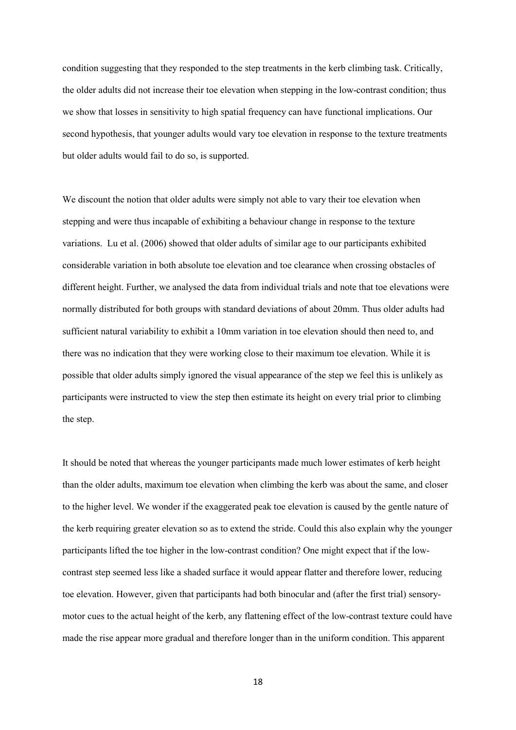condition suggesting that they responded to the step treatments in the kerb climbing task. Critically, the older adults did not increase their toe elevation when stepping in the low-contrast condition; thus we show that losses in sensitivity to high spatial frequency can have functional implications. Our second hypothesis, that younger adults would vary toe elevation in response to the texture treatments but older adults would fail to do so, is supported.

We discount the notion that older adults were simply not able to vary their toe elevation when stepping and were thus incapable of exhibiting a behaviour change in response to the texture variations. Lu et al. (2006) showed that older adults of similar age to our participants exhibited considerable variation in both absolute toe elevation and toe clearance when crossing obstacles of different height. Further, we analysed the data from individual trials and note that toe elevations were normally distributed for both groups with standard deviations of about 20mm. Thus older adults had sufficient natural variability to exhibit a 10mm variation in toe elevation should then need to, and there was no indication that they were working close to their maximum toe elevation. While it is possible that older adults simply ignored the visual appearance of the step we feel this is unlikely as participants were instructed to view the step then estimate its height on every trial prior to climbing the step.

It should be noted that whereas the younger participants made much lower estimates of kerb height than the older adults, maximum toe elevation when climbing the kerb was about the same, and closer to the higher level. We wonder if the exaggerated peak toe elevation is caused by the gentle nature of the kerb requiring greater elevation so as to extend the stride. Could this also explain why the younger participants lifted the toe higher in the low-contrast condition? One might expect that if the low-contrast step seemed less like a shaded surface it would appear flatter and therefore lower, reducing toe elevation. However, given that participants had both binocular and (after the first trial) sensory-motor cues to the actual height of the kerb, any flattening effect of the low-contrast texture could have made the rise appear more gradual and therefore longer than in the uniform condition. This apparent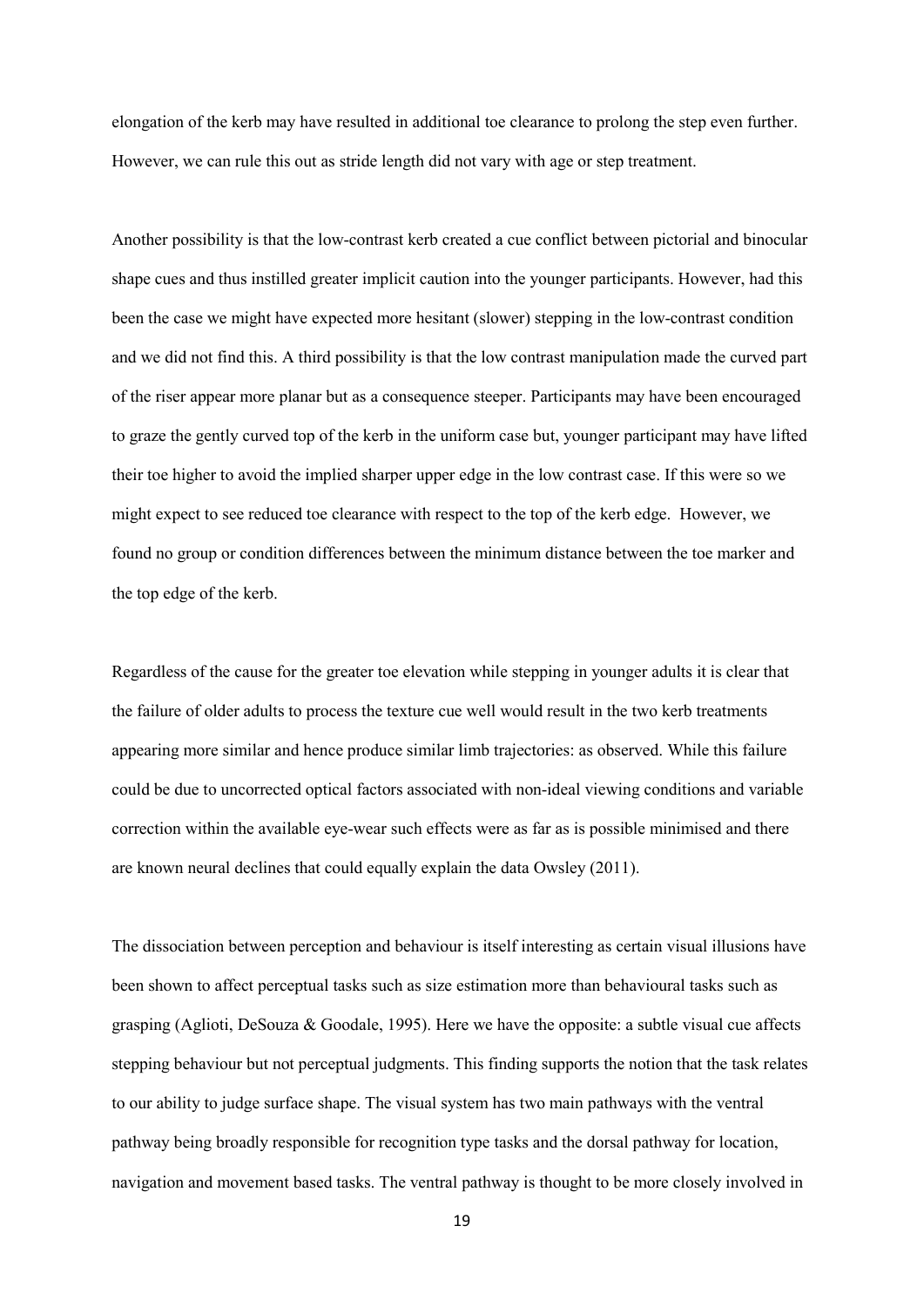elongation of the kerb may have resulted in additional toe clearance to prolong the step even further. However, we can rule this out as stride length did not vary with age or step treatment.

Another possibility is that the low-contrast kerb created a cue conflict between pictorial and binocular shape cues and thus instilled greater implicit caution into the younger participants. However, had this been the case we might have expected more hesitant (slower) stepping in the low-contrast condition and we did not find this. A third possibility is that the low contrast manipulation made the curved part of the riser appear more planar but as a consequence steeper. Participants may have been encouraged to graze the gently curved top of the kerb in the uniform case but, younger participant may have lifted their toe higher to avoid the implied sharper upper edge in the low contrast case. If this were so we might expect to see reduced toe clearance with respect to the top of the kerb edge. However, we found no group or condition differences between the minimum distance between the toe marker and the top edge of the kerb.

Regardless of the cause for the greater toe elevation while stepping in younger adults it is clear that the failure of older adults to process the texture cue well would result in the two kerb treatments appearing more similar and hence produce similar limb trajectories: as observed. While this failure could be due to uncorrected optical factors associated with non-ideal viewing conditions and variable correction within the available eye-wear such effects were as far as is possible minimised and there are known neural declines that could equally explain the data Owsley (2011).

The dissociation between perception and behaviour is itself interesting as certain visual illusions have been shown to affect perceptual tasks such as size estimation more than behavioural tasks such as grasping (Aglioti, DeSouza & Goodale, 1995). Here we have the opposite: a subtle visual cue affects stepping behaviour but not perceptual judgments. This finding supports the notion that the task relates to our ability to judge surface shape. The visual system has two main pathways with the ventral pathway being broadly responsible for recognition type tasks and the dorsal pathway for location, navigation and movement based tasks. The ventral pathway is thought to be more closely involved in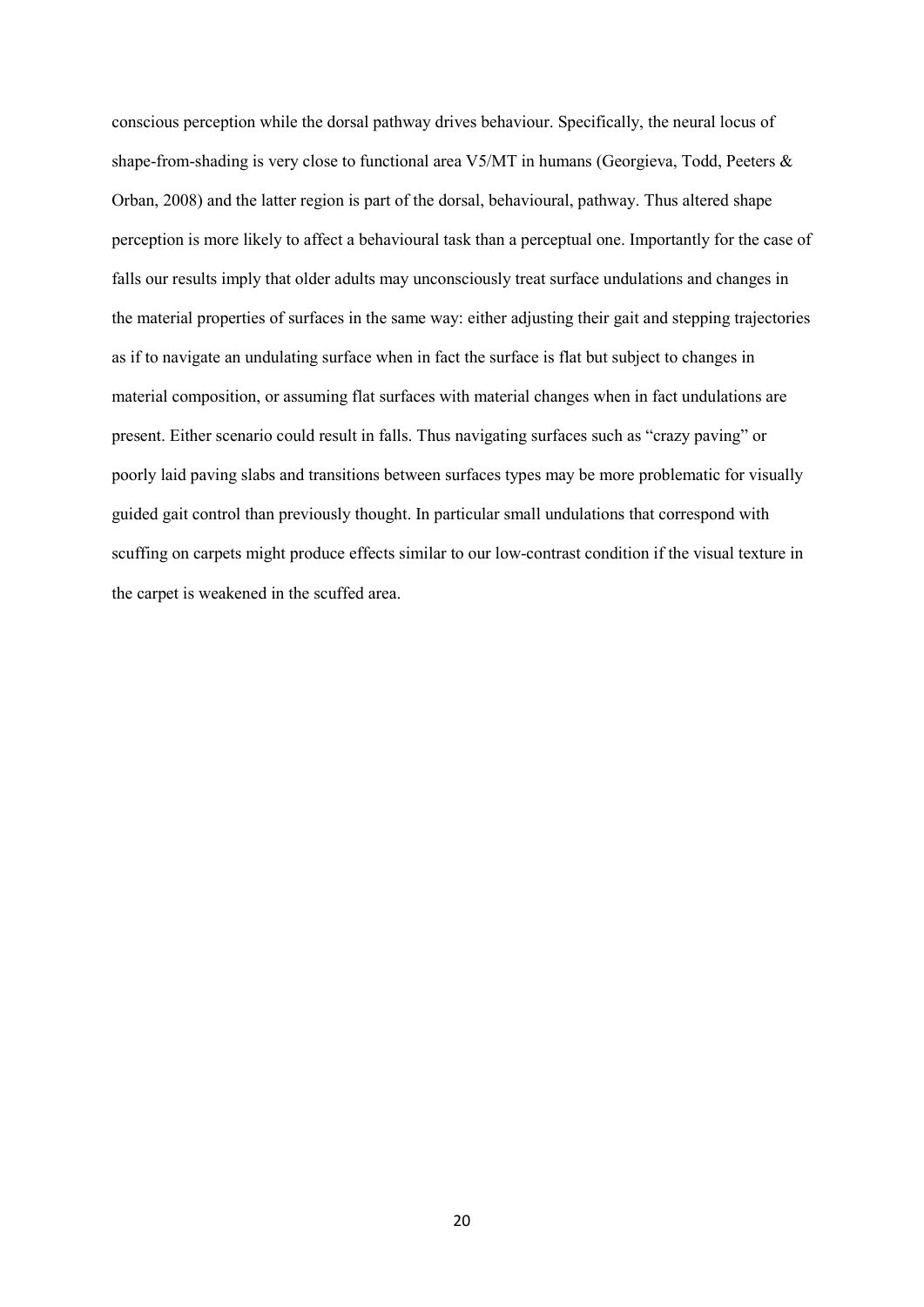conscious perception while the dorsal pathway drives behaviour. Specifically, the neural locus of shape-from-shading is very close to functional area V5/MT in humans (Georgieva, Todd, Peeters & Orban, 2008) and the latter region is part of the dorsal, behavioural, pathway. Thus altered shape perception is more likely to affect a behavioural task than a perceptual one. Importantly for the case of falls our results imply that older adults may unconsciously treat surface undulations and changes in the material properties of surfaces in the same way: either adjusting their gait and stepping trajectories as if to navigate an undulating surface when in fact the surface is flat but subject to changes in material composition, or assuming flat surfaces with material changes when in fact undulations are present. Either scenario could result in falls. Thus navigating surfaces such as "crazy paving" or poorly laid paving slabs and transitions between surfaces types may be more problematic for visually guided gait control than previously thought. In particular small undulations that correspond with scuffing on carpets might produce effects similar to our low-contrast condition if the visual texture in the carpet is weakened in the scuffed area.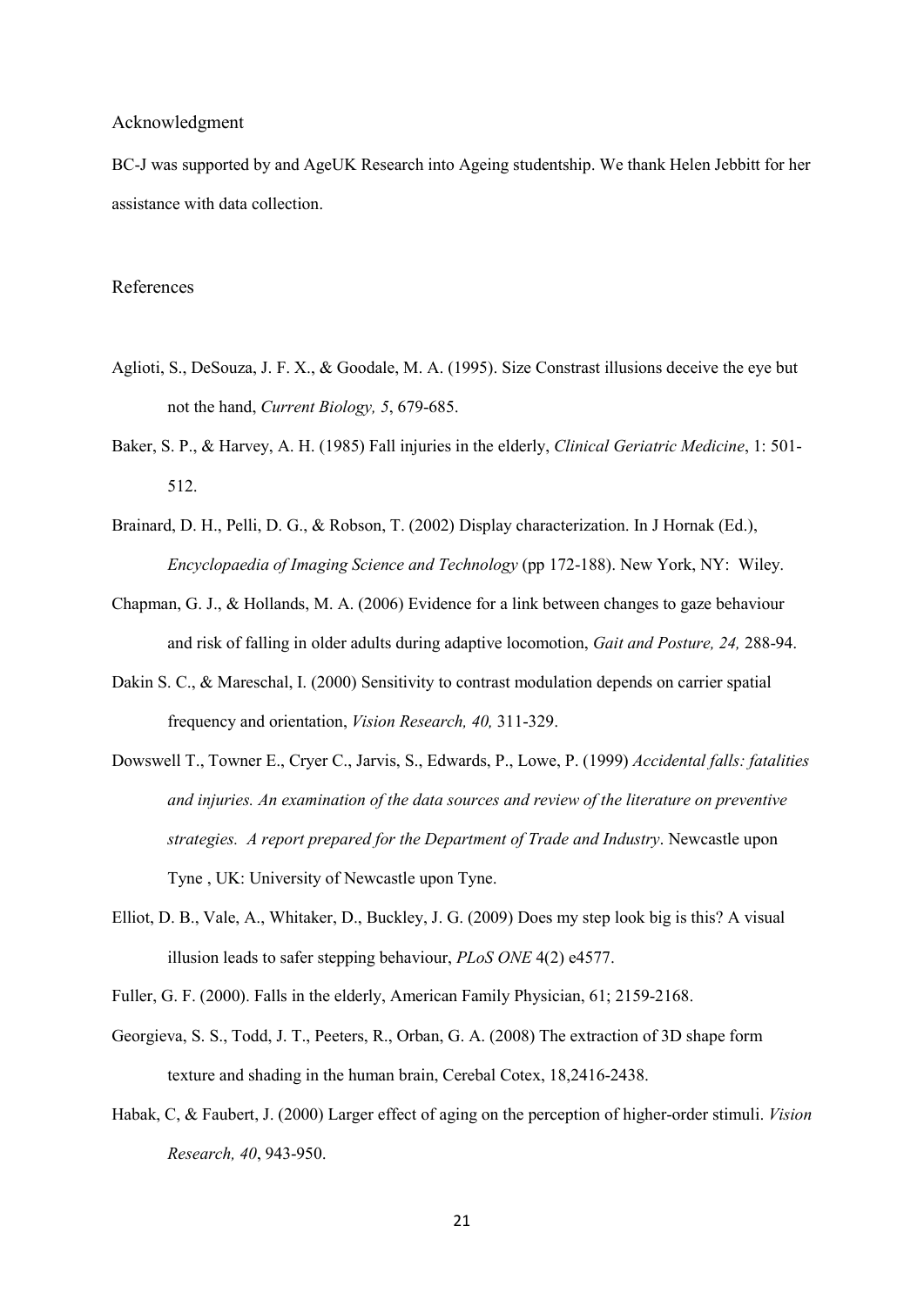## Acknowledgment

BC-J was supported by and AgeUK Research into Ageing studentship. We thank Helen Jebbitt for her assistance with data collection.

## References

Aglioti, S., DeSouza, J. F. X., & Goodale, M. A. (1995). Size Constrast illusions deceive the eye but not the hand, *Current Biology, 5*, 679-685.

Baker, S. P., & Harvey, A. H. (1985) Fall injuries in the elderly, *Clinical Geriatric Medicine*, 1: 501-512.

Brainard, D. H., Pelli, D. G., & Robson, T. (2002) Display characterization. In J Hornak (Ed.), *Encyclopaedia of Imaging Science and Technology* (pp 172-188). New York, NY: Wiley.

Chapman, G. J., & Hollands, M. A. (2006) Evidence for a link between changes to gaze behaviour and risk of falling in older adults during adaptive locomotion, *Gait and Posture, 24,* 288-94.

Dakin S. C., & Mareschal, I. (2000) Sensitivity to contrast modulation depends on carrier spatial frequency and orientation, *Vision Research, 40,* 311-329.

Dowswell T., Towner E., Cryer C., Jarvis, S., Edwards, P., Lowe, P. (1999) *Accidental falls: fatalities and injuries. An examination of the data sources and review of the literature on preventive strategies. A report prepared for the Department of Trade and Industry*. Newcastle upon Tyne , UK: University of Newcastle upon Tyne.

Elliot, D. B., Vale, A., Whitaker, D., Buckley, J. G. (2009) Does my step look big is this? A visual illusion leads to safer stepping behaviour, *PLoS ONE* 4(2) e4577.

Fuller, G. F. (2000). Falls in the elderly, American Family Physician, 61; 2159-2168.

Georgieva, S. S., Todd, J. T., Peeters, R., Orban, G. A. (2008) The extraction of 3D shape form texture and shading in the human brain, Cerebal Cotex, 18,2416-2438.

Habak, C, & Faubert, J. (2000) Larger effect of aging on the perception of higher-order stimuli. *Vision Research, 40*, 943-950.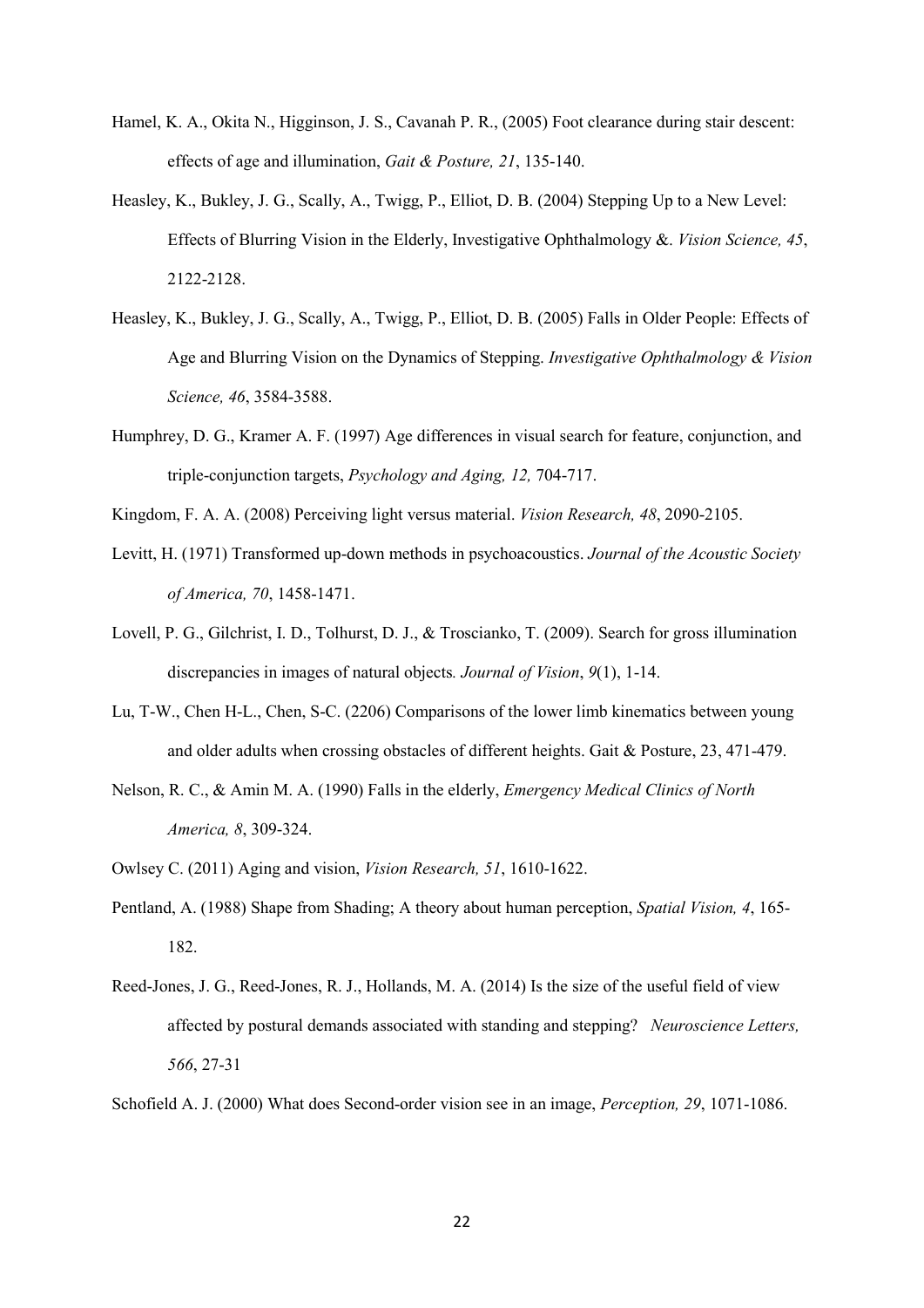Hamel, K. A., Okita N., Higginson, J. S., Cavanah P. R., (2005) Foot clearance during stair descent: effects of age and illumination, *Gait & Posture, 21*, 135-140.

Heasley, K., Bukley, J. G., Scally, A., Twigg, P., Elliot, D. B. (2004) Stepping Up to a New Level: Effects of Blurring Vision in the Elderly, Investigative Ophthalmology &. *Vision Science, 45*, 2122-2128.

Heasley, K., Bukley, J. G., Scally, A., Twigg, P., Elliot, D. B. (2005) Falls in Older People: Effects of Age and Blurring Vision on the Dynamics of Stepping. *Investigative Ophthalmology & Vision Science, 46*, 3584-3588.

Humphrey, D. G., Kramer A. F. (1997) Age differences in visual search for feature, conjunction, and triple-conjunction targets, *Psychology and Aging, 12,* 704-717.

Kingdom, F. A. A. (2008) Perceiving light versus material. *Vision Research, 48*, 2090-2105.

Levitt, H. (1971) Transformed up-down methods in psychoacoustics. *Journal of the Acoustic Society of America, 70*, 1458-1471.

Lovell, P. G., Gilchrist, I. D., Tolhurst, D. J., & Troscianko, T. (2009). Search for gross illumination discrepancies in images of natural objects*. Journal of Vision*, *9*(1), 1-14.

Lu, T-W., Chen H-L., Chen, S-C. (2206) Comparisons of the lower limb kinematics between young and older adults when crossing obstacles of different heights. Gait & Posture, 23, 471-479.

Nelson, R. C., & Amin M. A. (1990) Falls in the elderly, *Emergency Medical Clinics of North America, 8*, 309-324.

Owlsey C. (2011) Aging and vision, *Vision Research, 51*, 1610-1622.

Pentland, A. (1988) Shape from Shading; A theory about human perception, *Spatial Vision, 4*, 165-182.

Reed-Jones, J. G., Reed-Jones, R. J., Hollands, M. A. (2014) Is the size of the useful field of view affected by postural demands associated with standing and stepping? *Neuroscience Letters, 566*, 27-31

Schofield A. J. (2000) What does Second-order vision see in an image, *Perception, 29*, 1071-1086.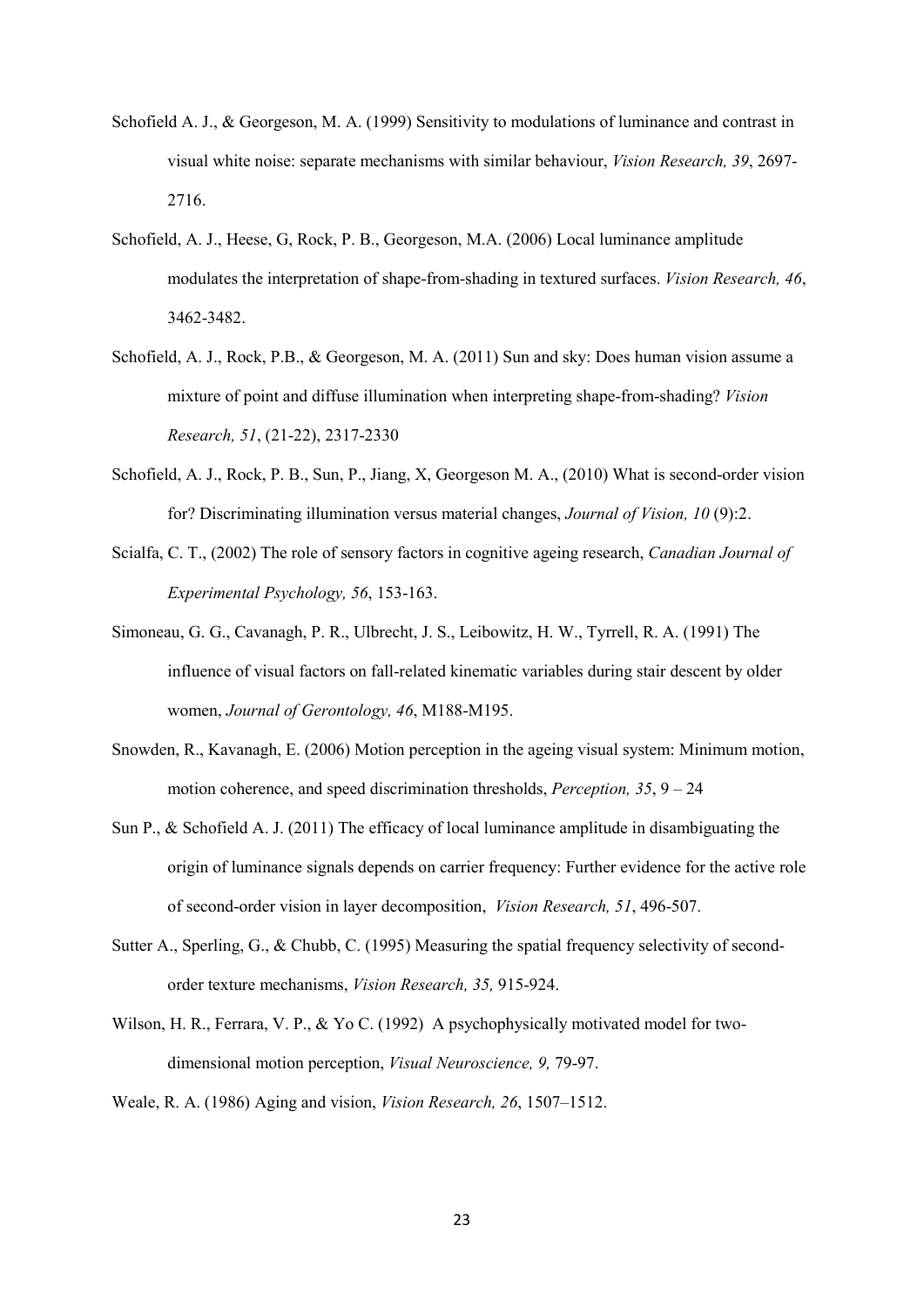Schofield A. J., & Georgeson, M. A. (1999) Sensitivity to modulations of luminance and contrast in visual white noise: separate mechanisms with similar behaviour, *Vision Research, 39*, 2697-2716.

Schofield, A. J., Heese, G, Rock, P. B., Georgeson, M.A. (2006) Local luminance amplitude modulates the interpretation of shape-from-shading in textured surfaces. *Vision Research, 46*, 3462-3482.

Schofield, A. J., Rock, P.B., & Georgeson, M. A. (2011) Sun and sky: Does human vision assume a mixture of point and diffuse illumination when interpreting shape-from-shading? *Vision Research, 51*, (21-22), 2317-2330

Schofield, A. J., Rock, P. B., Sun, P., Jiang, X, Georgeson M. A., (2010) What is second-order vision for? Discriminating illumination versus material changes, *Journal of Vision, 10* (9):2.

Scialfa, C. T., (2002) The role of sensory factors in cognitive ageing research, *Canadian Journal of Experimental Psychology, 56*, 153-163.

Simoneau, G. G., Cavanagh, P. R., Ulbrecht, J. S., Leibowitz, H. W., Tyrrell, R. A. (1991) The influence of visual factors on fall-related kinematic variables during stair descent by older women, *Journal of Gerontology, 46*, M188-M195.

Snowden, R., Kavanagh, E. (2006) Motion perception in the ageing visual system: Minimum motion, motion coherence, and speed discrimination thresholds, *Perception, 35*, 9 – 24

Sun P., & Schofield A. J. (2011) The efficacy of local luminance amplitude in disambiguating the origin of luminance signals depends on carrier frequency: Further evidence for the active role of second-order vision in layer decomposition, *Vision Research, 51*, 496-507.

Sutter A., Sperling, G., & Chubb, C. (1995) Measuring the spatial frequency selectivity of second-order texture mechanisms, *Vision Research, 35,* 915-924.

Wilson, H. R., Ferrara, V. P., & Yo C. (1992) A psychophysically motivated model for two-dimensional motion perception, *Visual Neuroscience, 9,* 79-97.

Weale, R. A. (1986) Aging and vision, *Vision Research, 26*, 1507–1512.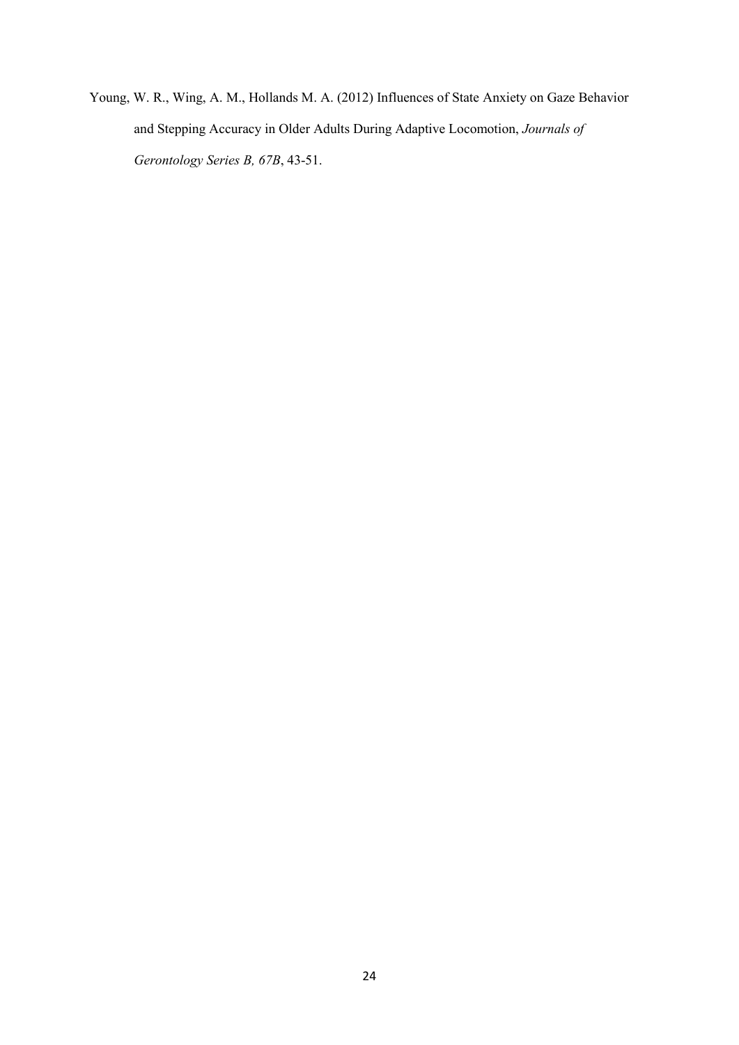Young, W. R., Wing, A. M., Hollands M. A. (2012) Influences of State Anxiety on Gaze Behavior and Stepping Accuracy in Older Adults During Adaptive Locomotion, *Journals of Gerontology Series B, 67B*, 43-51.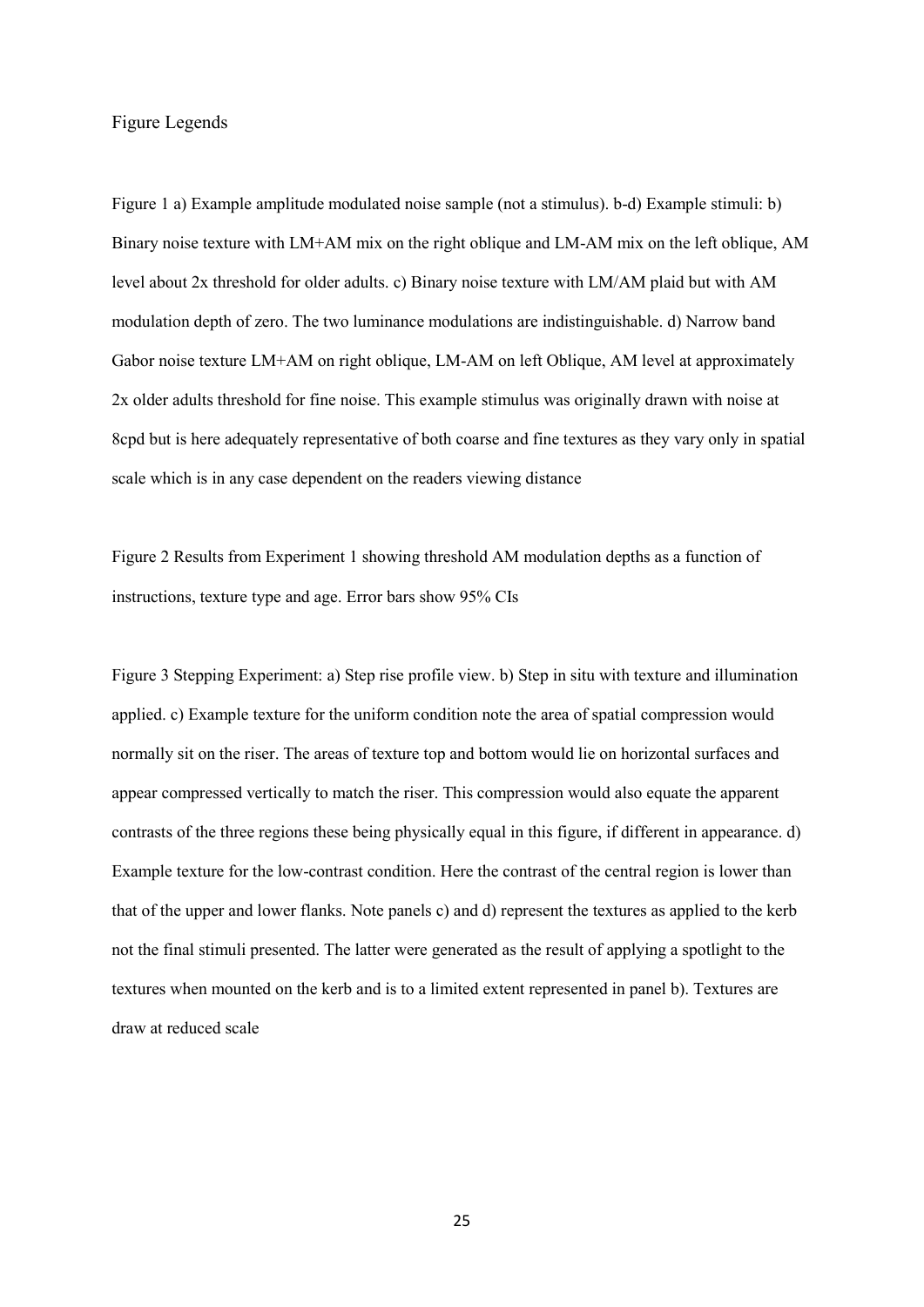Figure Legends

Figure 1 a) Example amplitude modulated noise sample (not a stimulus). b-d) Example stimuli: b) Binary noise texture with LM+AM mix on the right oblique and LM-AM mix on the left oblique, AM level about 2x threshold for older adults. c) Binary noise texture with LM/AM plaid but with AM modulation depth of zero. The two luminance modulations are indistinguishable. d) Narrow band Gabor noise texture LM+AM on right oblique, LM-AM on left Oblique, AM level at approximately 2x older adults threshold for fine noise. This example stimulus was originally drawn with noise at 8cpd but is here adequately representative of both coarse and fine textures as they vary only in spatial scale which is in any case dependent on the readers viewing distance

Figure 2 Results from Experiment 1 showing threshold AM modulation depths as a function of instructions, texture type and age. Error bars show 95% CIs

Figure 3 Stepping Experiment: a) Step rise profile view. b) Step in situ with texture and illumination applied. c) Example texture for the uniform condition note the area of spatial compression would normally sit on the riser. The areas of texture top and bottom would lie on horizontal surfaces and appear compressed vertically to match the riser. This compression would also equate the apparent contrasts of the three regions these being physically equal in this figure, if different in appearance. d) Example texture for the low-contrast condition. Here the contrast of the central region is lower than that of the upper and lower flanks. Note panels c) and d) represent the textures as applied to the kerb not the final stimuli presented. The latter were generated as the result of applying a spotlight to the textures when mounted on the kerb and is to a limited extent represented in panel b). Textures are draw at reduced scale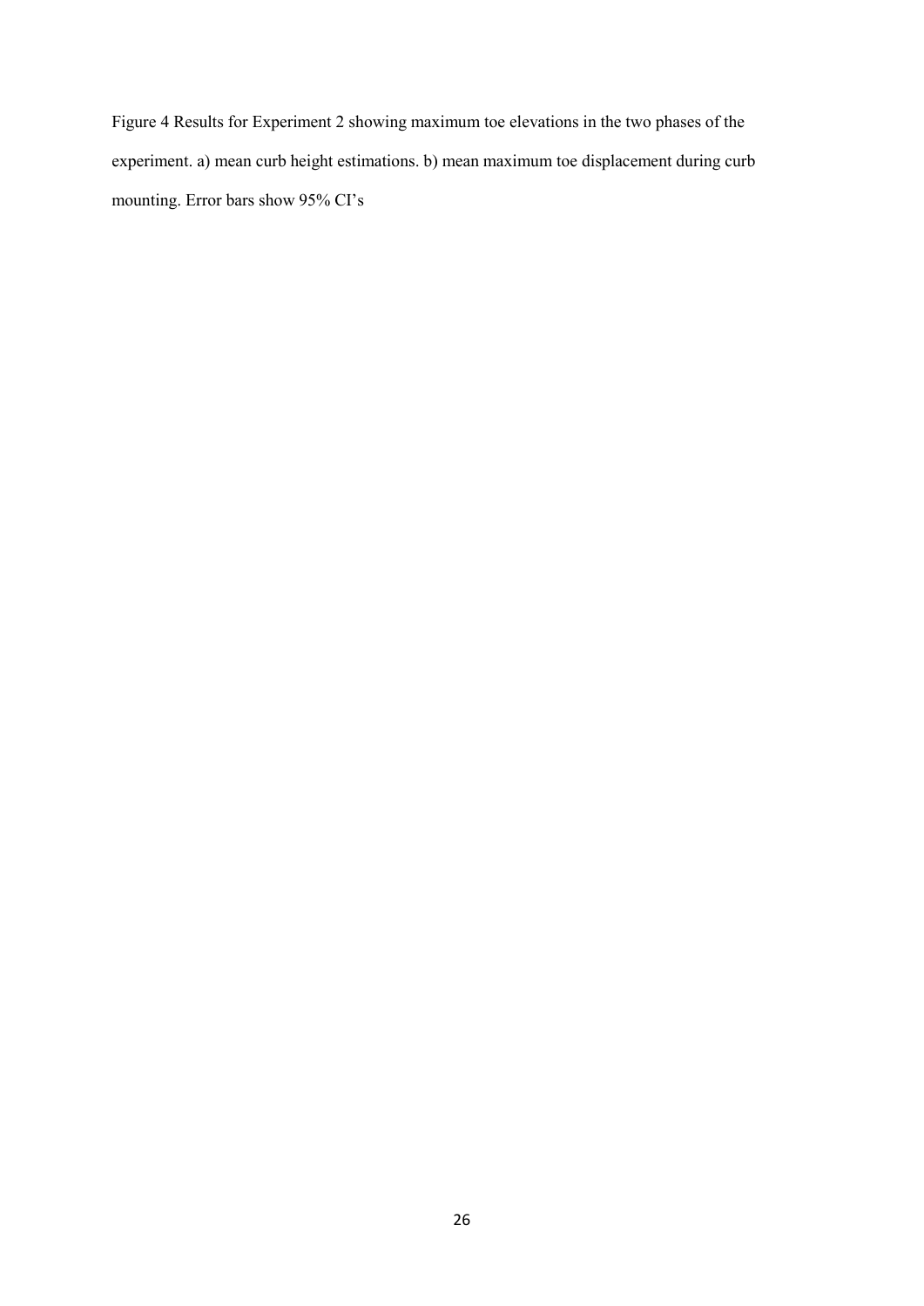Figure 4 Results for Experiment 2 showing maximum toe elevations in the two phases of the experiment. a) mean curb height estimations. b) mean maximum toe displacement during curb mounting. Error bars show 95% CI's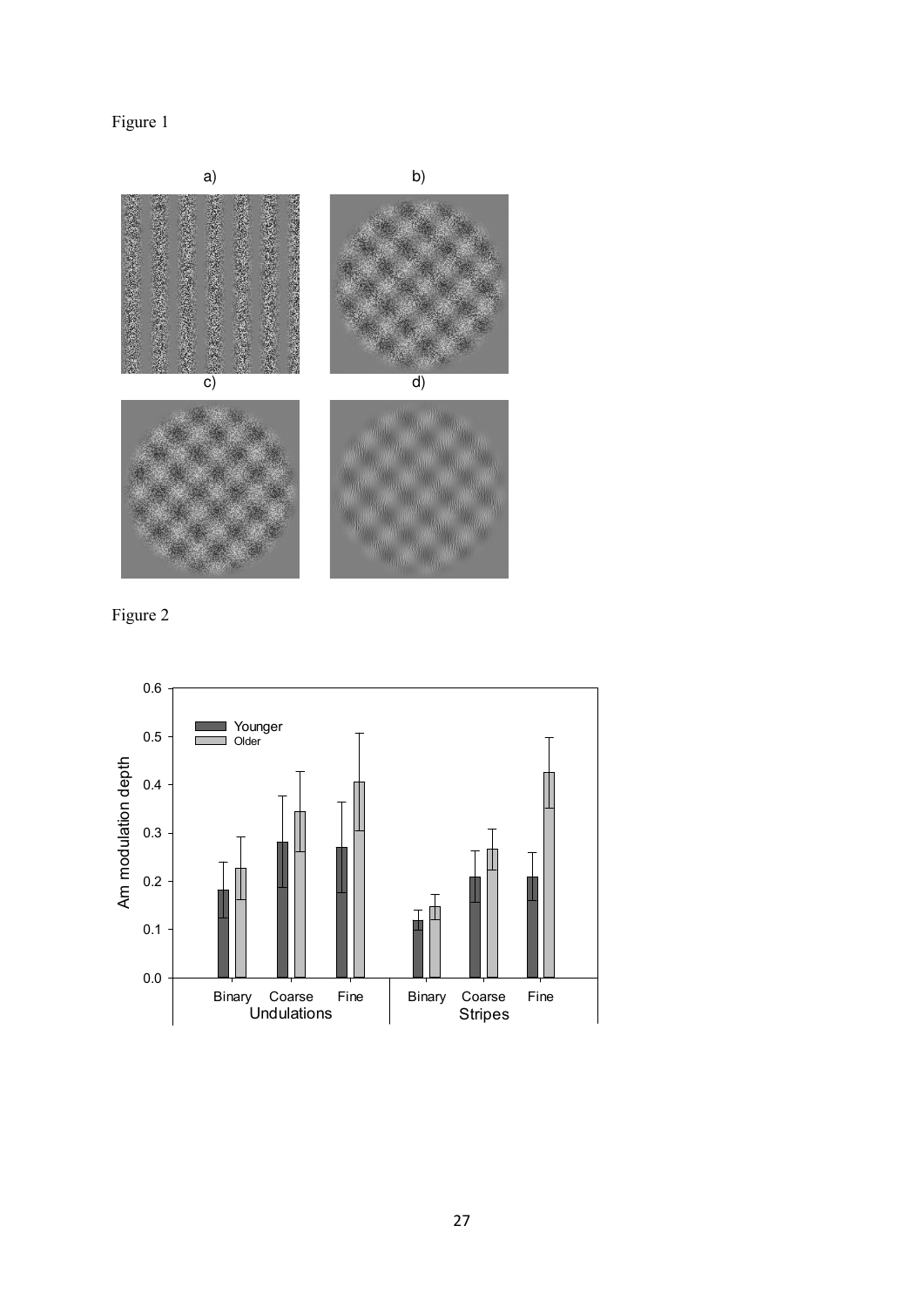Figure 1

a) b) c) d)

Figure 2

Younger
Older

Am modulation depth

0.6
0.5
0.4
0.3
0.2
0.1
0.0

Binary Coarse Fine
Undulations

Binary Coarse Fine
Stripes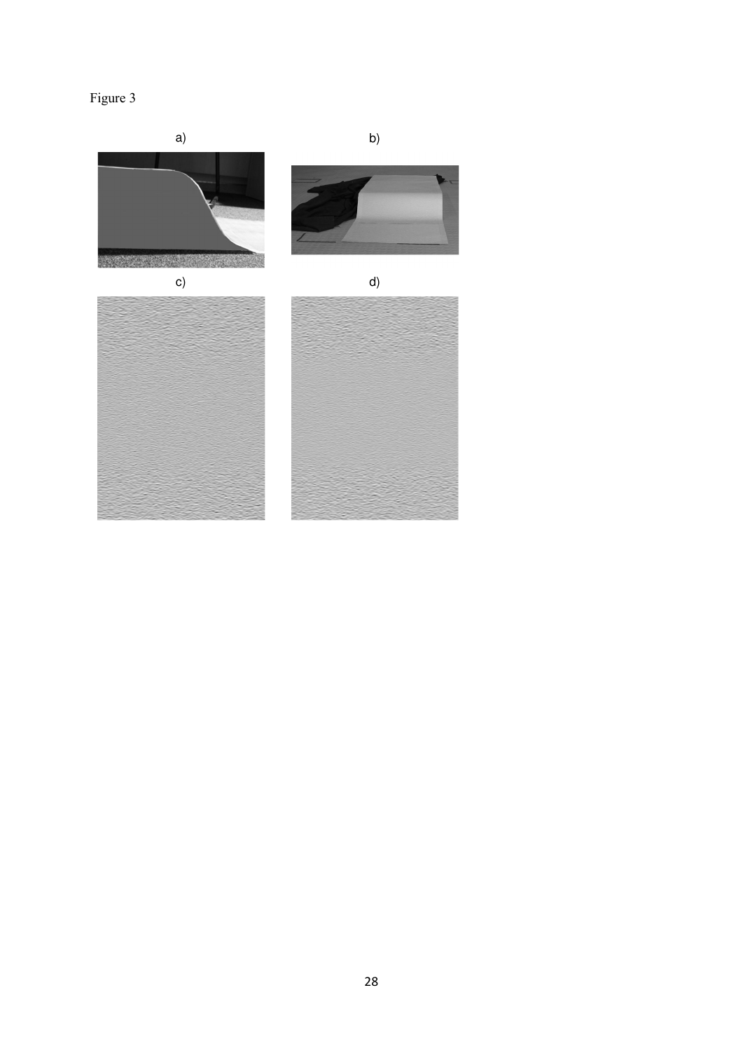Figure 3

a)

b)

c)

d)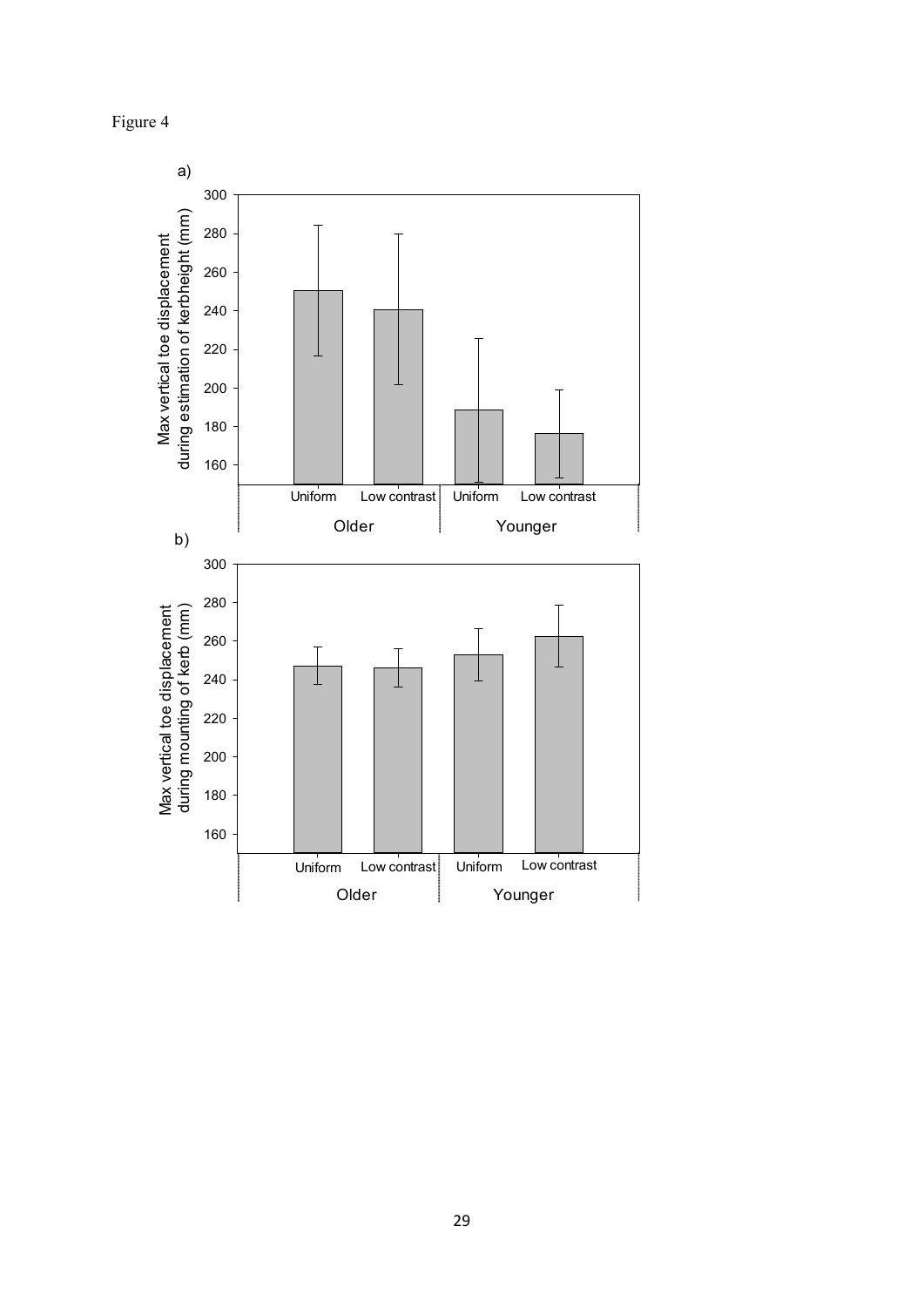Figure 4

a)

b)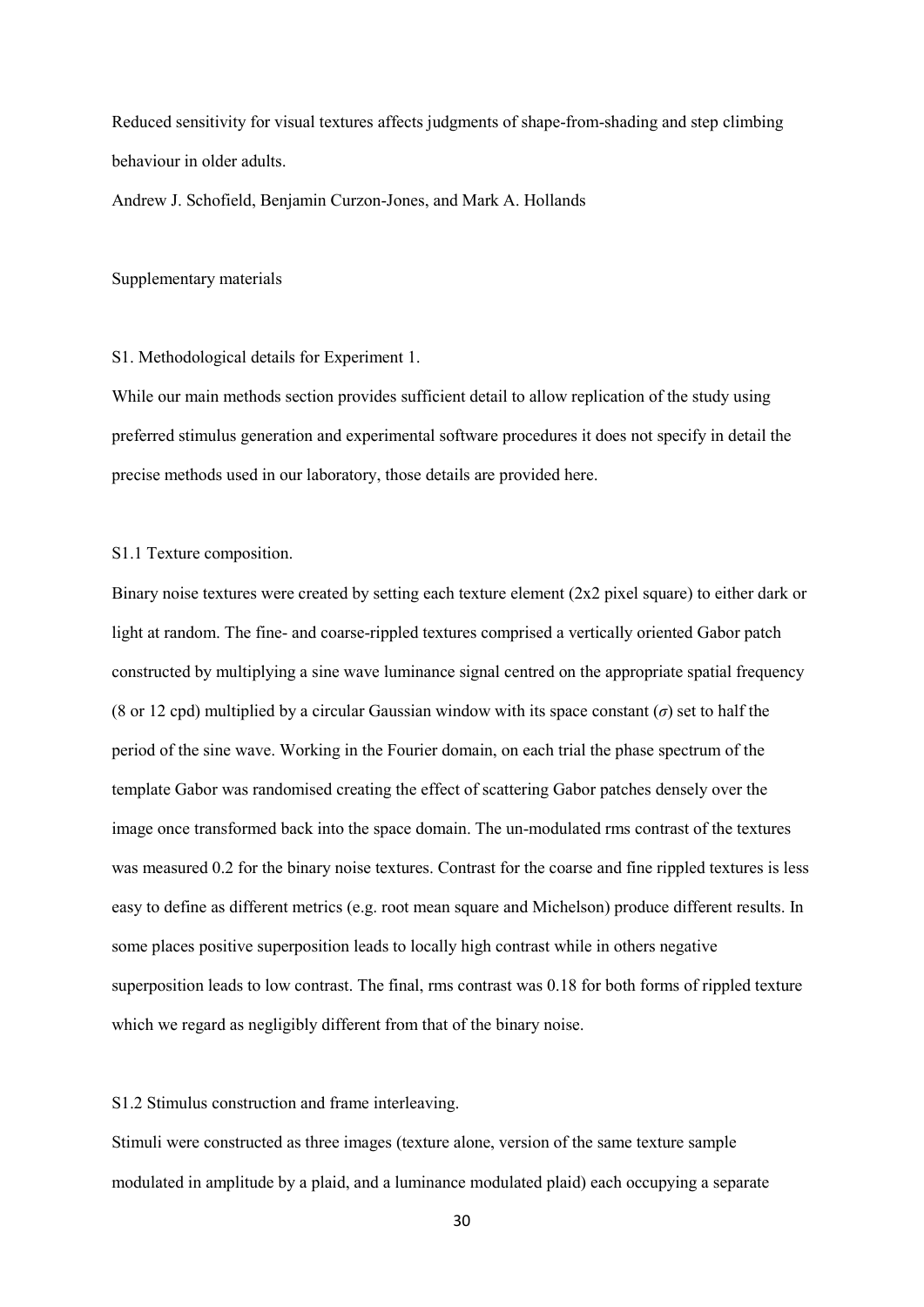Reduced sensitivity for visual textures affects judgments of shape-from-shading and step climbing behaviour in older adults.

Andrew J. Schofield, Benjamin Curzon-Jones, and Mark A. Hollands

Supplementary materials

## S1. Methodological details for Experiment 1.

While our main methods section provides sufficient detail to allow replication of the study using preferred stimulus generation and experimental software procedures it does not specify in detail the precise methods used in our laboratory, those details are provided here.

### S1.1 Texture composition.

Binary noise textures were created by setting each texture element (2x2 pixel square) to either dark or light at random. The fine- and coarse-rippled textures comprised a vertically oriented Gabor patch constructed by multiplying a sine wave luminance signal centred on the appropriate spatial frequency (8 or 12 cpd) multiplied by a circular Gaussian window with its space constant ($\sigma$) set to half the period of the sine wave. Working in the Fourier domain, on each trial the phase spectrum of the template Gabor was randomised creating the effect of scattering Gabor patches densely over the image once transformed back into the space domain. The un-modulated rms contrast of the textures was measured 0.2 for the binary noise textures. Contrast for the coarse and fine rippled textures is less easy to define as different metrics (e.g. root mean square and Michelson) produce different results. In some places positive superposition leads to locally high contrast while in others negative superposition leads to low contrast. The final, rms contrast was 0.18 for both forms of rippled texture which we regard as negligibly different from that of the binary noise.

### S1.2 Stimulus construction and frame interleaving.

Stimuli were constructed as three images (texture alone, version of the same texture sample modulated in amplitude by a plaid, and a luminance modulated plaid) each occupying a separate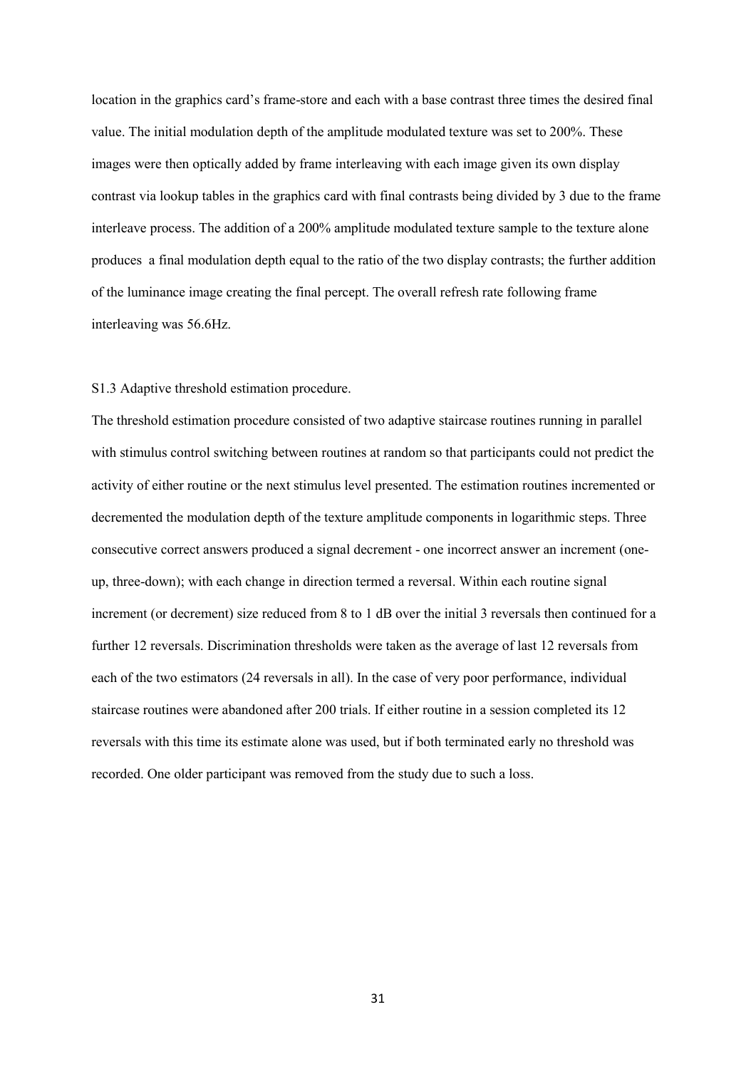location in the graphics card's frame-store and each with a base contrast three times the desired final value. The initial modulation depth of the amplitude modulated texture was set to 200%. These images were then optically added by frame interleaving with each image given its own display contrast via lookup tables in the graphics card with final contrasts being divided by 3 due to the frame interleave process. The addition of a 200% amplitude modulated texture sample to the texture alone produces a final modulation depth equal to the ratio of the two display contrasts; the further addition of the luminance image creating the final percept. The overall refresh rate following frame interleaving was 56.6Hz.

S1.3 Adaptive threshold estimation procedure.

The threshold estimation procedure consisted of two adaptive staircase routines running in parallel with stimulus control switching between routines at random so that participants could not predict the activity of either routine or the next stimulus level presented. The estimation routines incremented or decremented the modulation depth of the texture amplitude components in logarithmic steps. Three consecutive correct answers produced a signal decrement - one incorrect answer an increment (one-up, three-down); with each change in direction termed a reversal. Within each routine signal increment (or decrement) size reduced from 8 to 1 dB over the initial 3 reversals then continued for a further 12 reversals. Discrimination thresholds were taken as the average of last 12 reversals from each of the two estimators (24 reversals in all). In the case of very poor performance, individual staircase routines were abandoned after 200 trials. If either routine in a session completed its 12 reversals with this time its estimate alone was used, but if both terminated early no threshold was recorded. One older participant was removed from the study due to such a loss.